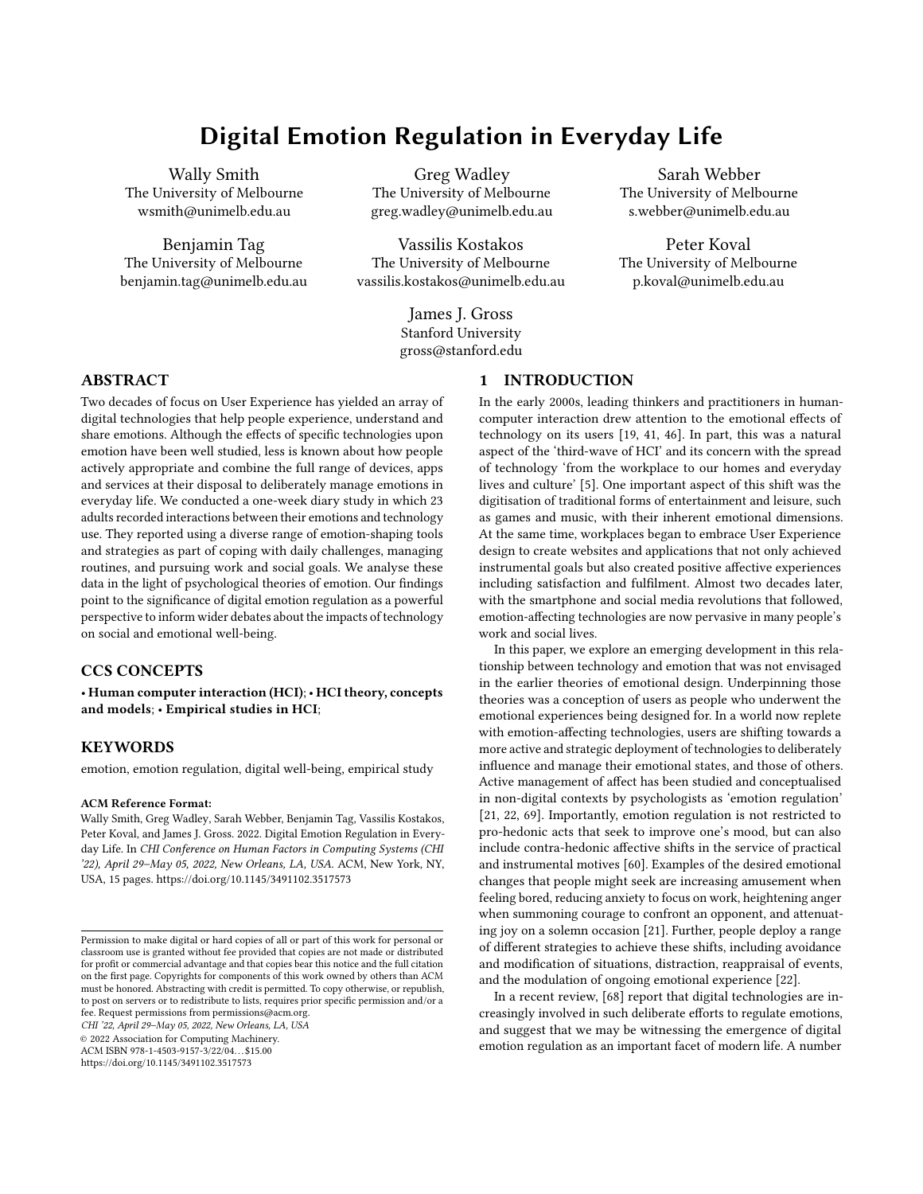# Digital Emotion Regulation in Everyday Life

Wally Smith
The University of Melbourne
wsmith@unimelb.edu.au

Greg Wadley
The University of Melbourne
greg.wadley@unimelb.edu.au

Sarah Webber
The University of Melbourne
s.webber@unimelb.edu.au

Benjamin Tag
The University of Melbourne
benjamin.tag@unimelb.edu.au

Vassilis Kostakos
The University of Melbourne
vassilis.kostakos@unimelb.edu.au

Peter Koval
The University of Melbourne
p.koval@unimelb.edu.au

James J. Gross
Stanford University
gross@stanford.edu

## ABSTRACT

Two decades of focus on User Experience has yielded an array of digital technologies that help people experience, understand and share emotions. Although the effects of specific technologies upon emotion have been well studied, less is known about how people actively appropriate and combine the full range of devices, apps and services at their disposal to deliberately manage emotions in everyday life. We conducted a one-week diary study in which 23 adults recorded interactions between their emotions and technology use. They reported using a diverse range of emotion-shaping tools and strategies as part of coping with daily challenges, managing routines, and pursuing work and social goals. We analyse these data in the light of psychological theories of emotion. Our findings point to the significance of digital emotion regulation as a powerful perspective to inform wider debates about the impacts of technology on social and emotional well-being.

## CCS CONCEPTS

**• Human computer interaction (HCI)**; **• HCI theory, concepts and models**; **• Empirical studies in HCI**;

## KEYWORDS

emotion, emotion regulation, digital well-being, empirical study

**ACM Reference Format:**
Wally Smith, Greg Wadley, Sarah Webber, Benjamin Tag, Vassilis Kostakos, Peter Koval, and James J. Gross. 2022. Digital Emotion Regulation in Everyday Life. In *CHI Conference on Human Factors in Computing Systems (CHI '22), April 29–May 05, 2022, New Orleans, LA, USA.* ACM, New York, NY, USA, 15 pages. https://doi.org/10.1145/3491102.3517573

Permission to make digital or hard copies of all or part of this work for personal or classroom use is granted without fee provided that copies are not made or distributed for profit or commercial advantage and that copies bear this notice and the full citation on the first page. Copyrights for components of this work owned by others than ACM must be honored. Abstracting with credit is permitted. To copy otherwise, or republish, to post on servers or to redistribute to lists, requires prior specific permission and/or a fee. Request permissions from permissions@acm.org.
*CHI '22, April 29–May 05, 2022, New Orleans, LA, USA*
© 2022 Association for Computing Machinery.
ACM ISBN 978-1-4503-9157-3/22/04…$15.00
https://doi.org/10.1145/3491102.3517573

## 1 INTRODUCTION

In the early 2000s, leading thinkers and practitioners in human-computer interaction drew attention to the emotional effects of technology on its users [19, 41, 46]. In part, this was a natural aspect of the 'third-wave of HCI' and its concern with the spread of technology 'from the workplace to our homes and everyday lives and culture' [5]. One important aspect of this shift was the digitisation of traditional forms of entertainment and leisure, such as games and music, with their inherent emotional dimensions. At the same time, workplaces began to embrace User Experience design to create websites and applications that not only achieved instrumental goals but also created positive affective experiences including satisfaction and fulfilment. Almost two decades later, with the smartphone and social media revolutions that followed, emotion-affecting technologies are now pervasive in many people's work and social lives.

In this paper, we explore an emerging development in this relationship between technology and emotion that was not envisaged in the earlier theories of emotional design. Underpinning those theories was a conception of users as people who underwent the emotional experiences being designed for. In a world now replete with emotion-affecting technologies, users are shifting towards a more active and strategic deployment of technologies to deliberately influence and manage their emotional states, and those of others. Active management of affect has been studied and conceptualised in non-digital contexts by psychologists as 'emotion regulation' [21, 22, 69]. Importantly, emotion regulation is not restricted to pro-hedonic acts that seek to improve one's mood, but can also include contra-hedonic affective shifts in the service of practical and instrumental motives [60]. Examples of the desired emotional changes that people might seek are increasing amusement when feeling bored, reducing anxiety to focus on work, heightening anger when summoning courage to confront an opponent, and attenuating joy on a solemn occasion [21]. Further, people deploy a range of different strategies to achieve these shifts, including avoidance and modification of situations, distraction, reappraisal of events, and the modulation of ongoing emotional experience [22].

In a recent review, [68] report that digital technologies are increasingly involved in such deliberate efforts to regulate emotions, and suggest that we may be witnessing the emergence of digital emotion regulation as an important facet of modern life. A number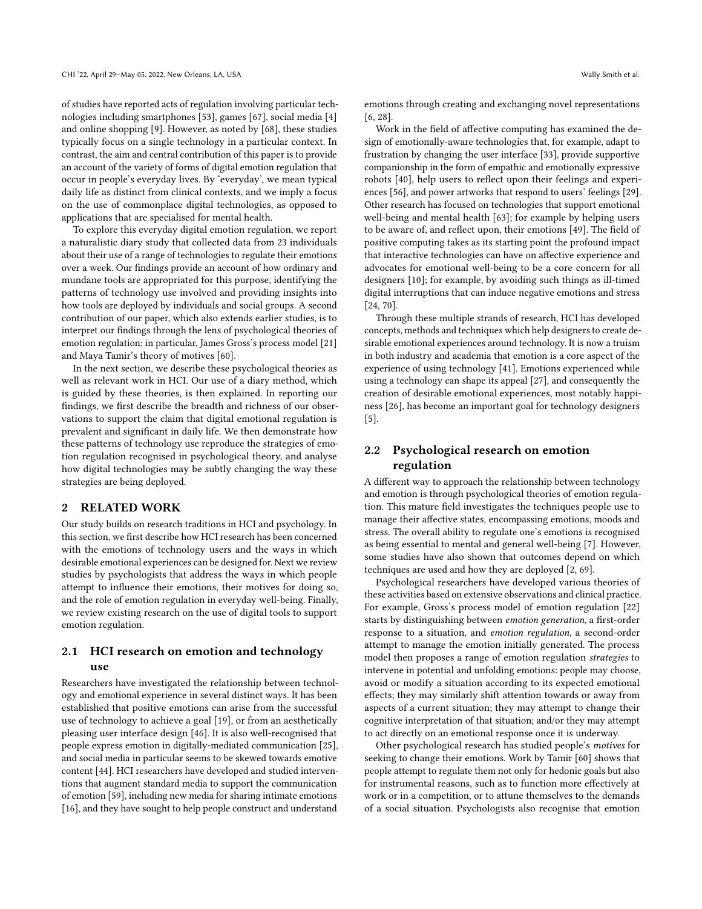of studies have reported acts of regulation involving particular technologies including smartphones [53], games [67], social media [4] and online shopping [9]. However, as noted by [68], these studies typically focus on a single technology in a particular context. In contrast, the aim and central contribution of this paper is to provide an account of the variety of forms of digital emotion regulation that occur in people's everyday lives. By 'everyday', we mean typical daily life as distinct from clinical contexts, and we imply a focus on the use of commonplace digital technologies, as opposed to applications that are specialised for mental health.

To explore this everyday digital emotion regulation, we report a naturalistic diary study that collected data from 23 individuals about their use of a range of technologies to regulate their emotions over a week. Our findings provide an account of how ordinary and mundane tools are appropriated for this purpose, identifying the patterns of technology use involved and providing insights into how tools are deployed by individuals and social groups. A second contribution of our paper, which also extends earlier studies, is to interpret our findings through the lens of psychological theories of emotion regulation; in particular, James Gross's process model [21] and Maya Tamir's theory of motives [60].

In the next section, we describe these psychological theories as well as relevant work in HCI. Our use of a diary method, which is guided by these theories, is then explained. In reporting our findings, we first describe the breadth and richness of our observations to support the claim that digital emotional regulation is prevalent and significant in daily life. We then demonstrate how these patterns of technology use reproduce the strategies of emotion regulation recognised in psychological theory, and analyse how digital technologies may be subtly changing the way these strategies are being deployed.

## 2 RELATED WORK

Our study builds on research traditions in HCI and psychology. In this section, we first describe how HCI research has been concerned with the emotions of technology users and the ways in which desirable emotional experiences can be designed for. Next we review studies by psychologists that address the ways in which people attempt to influence their emotions, their motives for doing so, and the role of emotion regulation in everyday well-being. Finally, we review existing research on the use of digital tools to support emotion regulation.

### 2.1 HCI research on emotion and technology use

Researchers have investigated the relationship between technology and emotional experience in several distinct ways. It has been established that positive emotions can arise from the successful use of technology to achieve a goal [19], or from an aesthetically pleasing user interface design [46]. It is also well-recognised that people express emotion in digitally-mediated communication [25], and social media in particular seems to be skewed towards emotive content [44]. HCI researchers have developed and studied interventions that augment standard media to support the communication of emotion [59], including new media for sharing intimate emotions [16], and they have sought to help people construct and understand emotions through creating and exchanging novel representations [6, 28].

Work in the field of affective computing has examined the design of emotionally-aware technologies that, for example, adapt to frustration by changing the user interface [33], provide supportive companionship in the form of empathic and emotionally expressive robots [40], help users to reflect upon their feelings and experiences [56], and power artworks that respond to users' feelings [29]. Other research has focused on technologies that support emotional well-being and mental health [63]; for example by helping users to be aware of, and reflect upon, their emotions [49]. The field of positive computing takes as its starting point the profound impact that interactive technologies can have on affective experience and advocates for emotional well-being to be a core concern for all designers [10]; for example, by avoiding such things as ill-timed digital interruptions that can induce negative emotions and stress [24, 70].

Through these multiple strands of research, HCI has developed concepts, methods and techniques which help designers to create desirable emotional experiences around technology. It is now a truism in both industry and academia that emotion is a core aspect of the experience of using technology [41]. Emotions experienced while using a technology can shape its appeal [27], and consequently the creation of desirable emotional experiences, most notably happiness [26], has become an important goal for technology designers [5].

### 2.2 Psychological research on emotion regulation

A different way to approach the relationship between technology and emotion is through psychological theories of emotion regulation. This mature field investigates the techniques people use to manage their affective states, encompassing emotions, moods and stress. The overall ability to regulate one's emotions is recognised as being essential to mental and general well-being [7]. However, some studies have also shown that outcomes depend on which techniques are used and how they are deployed [2, 69].

Psychological researchers have developed various theories of these activities based on extensive observations and clinical practice. For example, Gross's process model of emotion regulation [22] starts by distinguishing between *emotion generation*, a first-order response to a situation, and *emotion regulation*, a second-order attempt to manage the emotion initially generated. The process model then proposes a range of emotion regulation *strategies* to intervene in potential and unfolding emotions: people may choose, avoid or modify a situation according to its expected emotional effects; they may similarly shift attention towards or away from aspects of a current situation; they may attempt to change their cognitive interpretation of that situation; and/or they may attempt to act directly on an emotional response once it is underway.

Other psychological research has studied people's *motives* for seeking to change their emotions. Work by Tamir [60] shows that people attempt to regulate them not only for hedonic goals but also for instrumental reasons, such as to function more effectively at work or in a competition, or to attune themselves to the demands of a social situation. Psychologists also recognise that emotion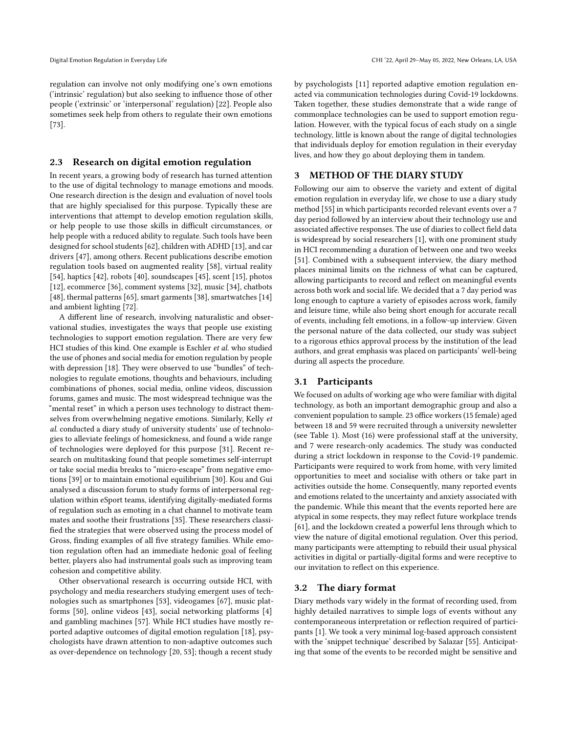regulation can involve not only modifying one's own emotions ('intrinsic' regulation) but also seeking to influence those of other people ('extrinsic' or 'interpersonal' regulation) [22]. People also sometimes seek help from others to regulate their own emotions [73].

## 2.3 Research on digital emotion regulation

In recent years, a growing body of research has turned attention to the use of digital technology to manage emotions and moods. One research direction is the design and evaluation of novel tools that are highly specialised for this purpose. Typically these are interventions that attempt to develop emotion regulation skills, or help people to use those skills in difficult circumstances, or help people with a reduced ability to regulate. Such tools have been designed for school students [62], children with ADHD [13], and car drivers [47], among others. Recent publications describe emotion regulation tools based on augmented reality [58], virtual reality [54], haptics [42], robots [40], soundscapes [45], scent [15], photos [12], ecommerce [36], comment systems [32], music [34], chatbots [48], thermal patterns [65], smart garments [38], smartwatches [14] and ambient lighting [72].

A different line of research, involving naturalistic and observational studies, investigates the ways that people use existing technologies to support emotion regulation. There are very few HCI studies of this kind. One example is Eschler *et al.* who studied the use of phones and social media for emotion regulation by people with depression [18]. They were observed to use "bundles" of technologies to regulate emotions, thoughts and behaviours, including combinations of phones, social media, online videos, discussion forums, games and music. The most widespread technique was the "mental reset" in which a person uses technology to distract themselves from overwhelming negative emotions. Similarly, Kelly *et al.* conducted a diary study of university students' use of technologies to alleviate feelings of homesickness, and found a wide range of technologies were deployed for this purpose [31]. Recent research on multitasking found that people sometimes self-interrupt or take social media breaks to "micro-escape" from negative emotions [39] or to maintain emotional equilibrium [30]. Kou and Gui analysed a discussion forum to study forms of interpersonal regulation within eSport teams, identifying digitally-mediated forms of regulation such as emoting in a chat channel to motivate team mates and soothe their frustrations [35]. These researchers classified the strategies that were observed using the process model of Gross, finding examples of all five strategy families. While emotion regulation often had an immediate hedonic goal of feeling better, players also had instrumental goals such as improving team cohesion and competitive ability.

Other observational research is occurring outside HCI, with psychology and media researchers studying emergent uses of technologies such as smartphones [53], videogames [67], music platforms [50], online videos [43], social networking platforms [4] and gambling machines [57]. While HCI studies have mostly reported adaptive outcomes of digital emotion regulation [18], psychologists have drawn attention to non-adaptive outcomes such as over-dependence on technology [20, 53]; though a recent study by psychologists [11] reported adaptive emotion regulation enacted via communication technologies during Covid-19 lockdowns. Taken together, these studies demonstrate that a wide range of commonplace technologies can be used to support emotion regulation. However, with the typical focus of each study on a single technology, little is known about the range of digital technologies that individuals deploy for emotion regulation in their everyday lives, and how they go about deploying them in tandem.

# 3 METHOD OF THE DIARY STUDY

Following our aim to observe the variety and extent of digital emotion regulation in everyday life, we chose to use a diary study method [55] in which participants recorded relevant events over a 7 day period followed by an interview about their technology use and associated affective responses. The use of diaries to collect field data is widespread by social researchers [1], with one prominent study in HCI recommending a duration of between one and two weeks [51]. Combined with a subsequent interview, the diary method places minimal limits on the richness of what can be captured, allowing participants to record and reflect on meaningful events across both work and social life. We decided that a 7 day period was long enough to capture a variety of episodes across work, family and leisure time, while also being short enough for accurate recall of events, including felt emotions, in a follow-up interview. Given the personal nature of the data collected, our study was subject to a rigorous ethics approval process by the institution of the lead authors, and great emphasis was placed on participants' well-being during all aspects the procedure.

## 3.1 Participants

We focused on adults of working age who were familiar with digital technology, as both an important demographic group and also a convenient population to sample. 23 office workers (15 female) aged between 18 and 59 were recruited through a university newsletter (see Table 1). Most (16) were professional staff at the university, and 7 were research-only academics. The study was conducted during a strict lockdown in response to the Covid-19 pandemic. Participants were required to work from home, with very limited opportunities to meet and socialise with others or take part in activities outside the home. Consequently, many reported events and emotions related to the uncertainty and anxiety associated with the pandemic. While this meant that the events reported here are atypical in some respects, they may reflect future workplace trends [61], and the lockdown created a powerful lens through which to view the nature of digital emotional regulation. Over this period, many participants were attempting to rebuild their usual physical activities in digital or partially-digital forms and were receptive to our invitation to reflect on this experience.

## 3.2 The diary format

Diary methods vary widely in the format of recording used, from highly detailed narratives to simple logs of events without any contemporaneous interpretation or reflection required of participants [1]. We took a very minimal log-based approach consistent with the 'snippet technique' described by Salazar [55]. Anticipating that some of the events to be recorded might be sensitive and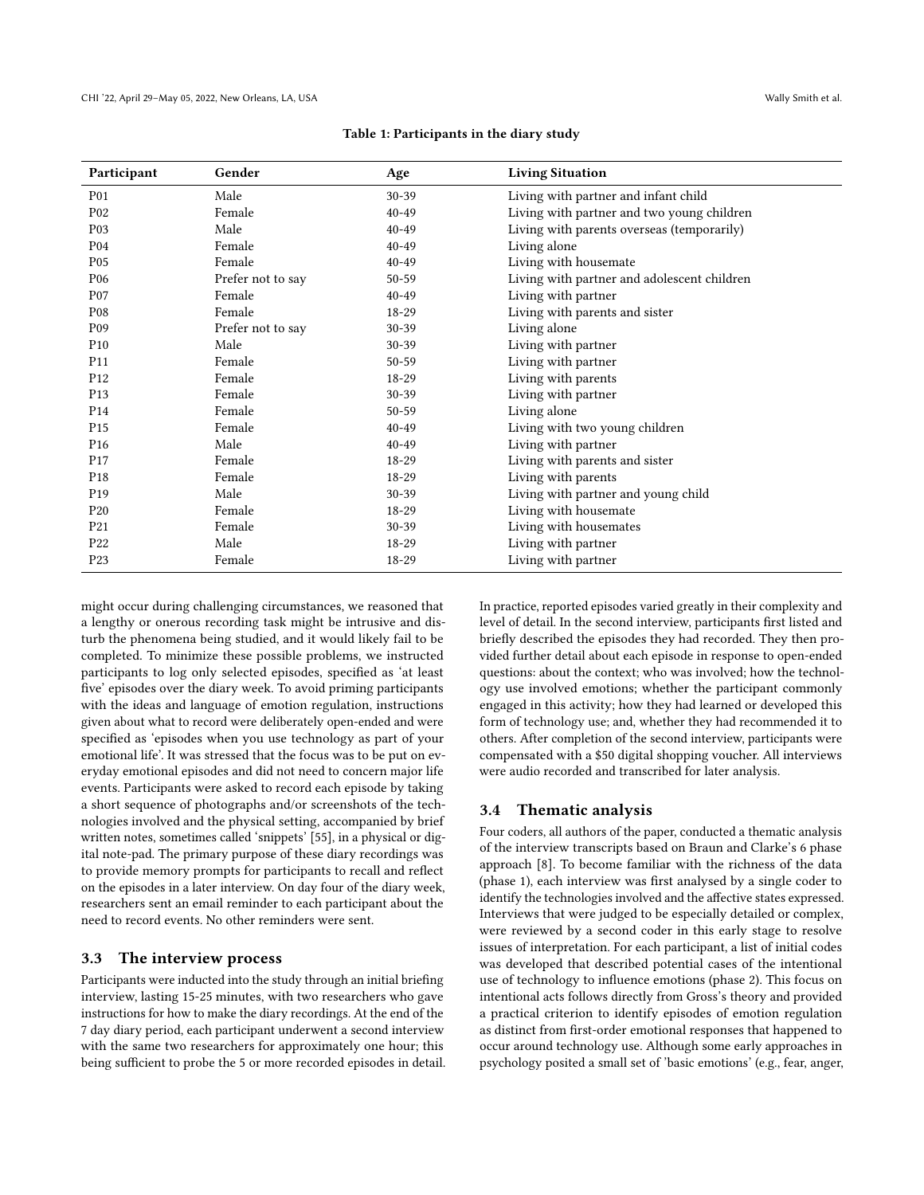Table 1: Participants in the diary study

| Participant | Gender | Age | Living Situation |
| --- | --- | --- | --- |
| P01 | Male | 30-39 | Living with partner and infant child |
| P02 | Female | 40-49 | Living with partner and two young children |
| P03 | Male | 40-49 | Living with parents overseas (temporarily) |
| P04 | Female | 40-49 | Living alone |
| P05 | Female | 40-49 | Living with housemate |
| P06 | Prefer not to say | 50-59 | Living with partner and adolescent children |
| P07 | Female | 40-49 | Living with partner |
| P08 | Female | 18-29 | Living with parents and sister |
| P09 | Prefer not to say | 30-39 | Living alone |
| P10 | Male | 30-39 | Living with partner |
| P11 | Female | 50-59 | Living with partner |
| P12 | Female | 18-29 | Living with parents |
| P13 | Female | 30-39 | Living with partner |
| P14 | Female | 50-59 | Living alone |
| P15 | Female | 40-49 | Living with two young children |
| P16 | Male | 40-49 | Living with partner |
| P17 | Female | 18-29 | Living with parents and sister |
| P18 | Female | 18-29 | Living with parents |
| P19 | Male | 30-39 | Living with partner and young child |
| P20 | Female | 18-29 | Living with housemate |
| P21 | Female | 30-39 | Living with housemates |
| P22 | Male | 18-29 | Living with partner |
| P23 | Female | 18-29 | Living with partner |

might occur during challenging circumstances, we reasoned that a lengthy or onerous recording task might be intrusive and disturb the phenomena being studied, and it would likely fail to be completed. To minimize these possible problems, we instructed participants to log only selected episodes, specified as 'at least five' episodes over the diary week. To avoid priming participants with the ideas and language of emotion regulation, instructions given about what to record were deliberately open-ended and were specified as 'episodes when you use technology as part of your emotional life'. It was stressed that the focus was to be put on everyday emotional episodes and did not need to concern major life events. Participants were asked to record each episode by taking a short sequence of photographs and/or screenshots of the technologies involved and the physical setting, accompanied by brief written notes, sometimes called 'snippets' [55], in a physical or digital note-pad. The primary purpose of these diary recordings was to provide memory prompts for participants to recall and reflect on the episodes in a later interview. On day four of the diary week, researchers sent an email reminder to each participant about the need to record events. No other reminders were sent.

### 3.3 The interview process

Participants were inducted into the study through an initial briefing interview, lasting 15-25 minutes, with two researchers who gave instructions for how to make the diary recordings. At the end of the 7 day diary period, each participant underwent a second interview with the same two researchers for approximately one hour; this being sufficient to probe the 5 or more recorded episodes in detail. In practice, reported episodes varied greatly in their complexity and level of detail. In the second interview, participants first listed and briefly described the episodes they had recorded. They then provided further detail about each episode in response to open-ended questions: about the context; who was involved; how the technology use involved emotions; whether the participant commonly engaged in this activity; how they had learned or developed this form of technology use; and, whether they had recommended it to others. After completion of the second interview, participants were compensated with a $50 digital shopping voucher. All interviews were audio recorded and transcribed for later analysis.

### 3.4 Thematic analysis

Four coders, all authors of the paper, conducted a thematic analysis of the interview transcripts based on Braun and Clarke's 6 phase approach [8]. To become familiar with the richness of the data (phase 1), each interview was first analysed by a single coder to identify the technologies involved and the affective states expressed. Interviews that were judged to be especially detailed or complex, were reviewed by a second coder in this early stage to resolve issues of interpretation. For each participant, a list of initial codes was developed that described potential cases of the intentional use of technology to influence emotions (phase 2). This focus on intentional acts follows directly from Gross's theory and provided a practical criterion to identify episodes of emotion regulation as distinct from first-order emotional responses that happened to occur around technology use. Although some early approaches in psychology posited a small set of 'basic emotions' (e.g., fear, anger,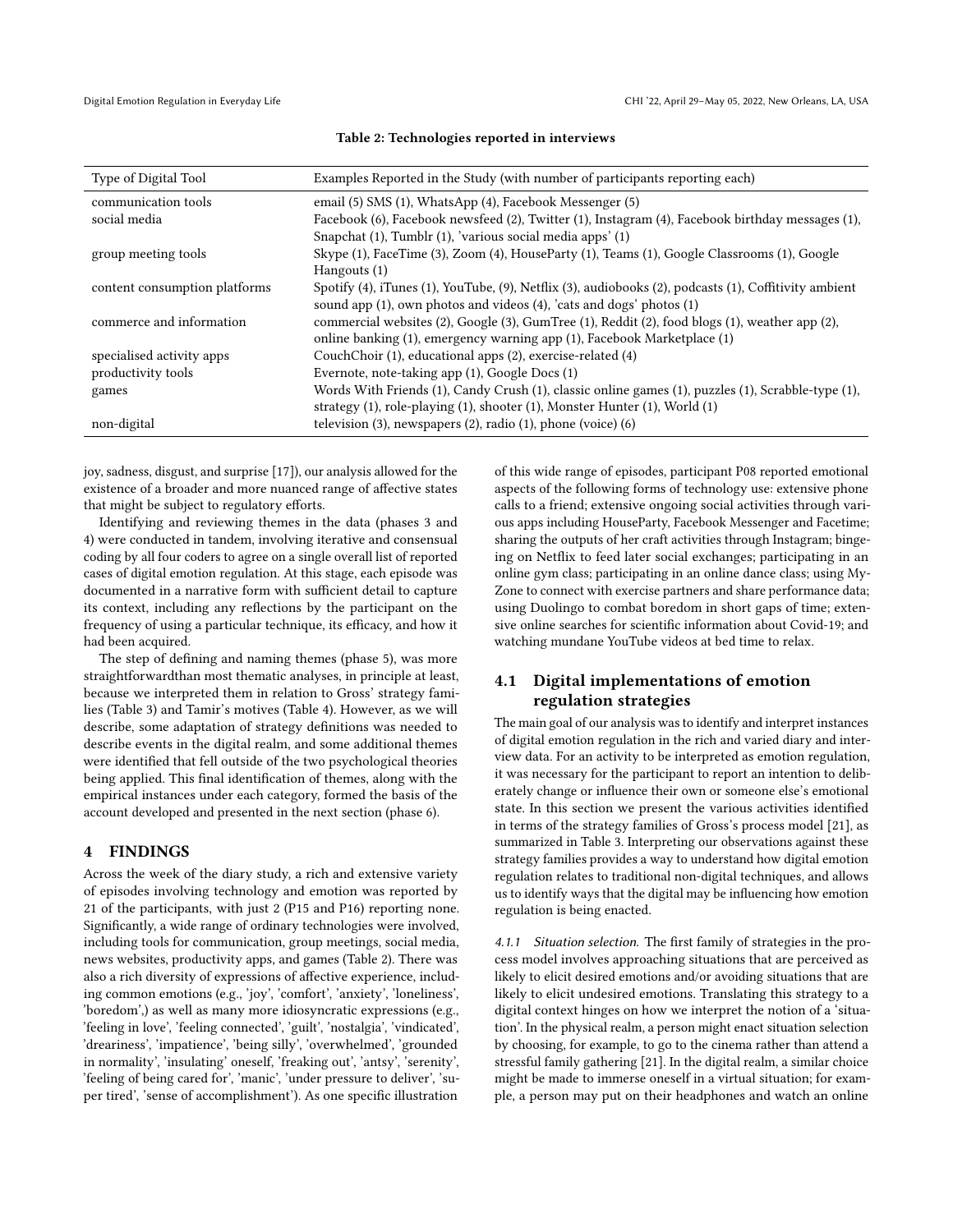**Table 2: Technologies reported in interviews**

| Type of Digital Tool | Examples Reported in the Study (with number of participants reporting each) |
|---|---|
| communication tools | email (5) SMS (1), WhatsApp (4), Facebook Messenger (5) |
| social media | Facebook (6), Facebook newsfeed (2), Twitter (1), Instagram (4), Facebook birthday messages (1), Snapchat (1), Tumblr (1), 'various social media apps' (1) |
| group meeting tools | Skype (1), FaceTime (3), Zoom (4), HouseParty (1), Teams (1), Google Classrooms (1), Google Hangouts (1) |
| content consumption platforms | Spotify (4), iTunes (1), YouTube, (9), Netflix (3), audiobooks (2), podcasts (1), Coffitivity ambient sound app (1), own photos and videos (4), 'cats and dogs' photos (1) |
| commerce and information | commercial websites (2), Google (3), GumTree (1), Reddit (2), food blogs (1), weather app (2), online banking (1), emergency warning app (1), Facebook Marketplace (1) |
| specialised activity apps | CouchChoir (1), educational apps (2), exercise-related (4) |
| productivity tools | Evernote, note-taking app (1), Google Docs (1) |
| games | Words With Friends (1), Candy Crush (1), classic online games (1), puzzles (1), Scrabble-type (1), strategy (1), role-playing (1), shooter (1), Monster Hunter (1), World (1) |
| non-digital | television (3), newspapers (2), radio (1), phone (voice) (6) |

joy, sadness, disgust, and surprise [17]), our analysis allowed for the existence of a broader and more nuanced range of affective states that might be subject to regulatory efforts.

Identifying and reviewing themes in the data (phases 3 and 4) were conducted in tandem, involving iterative and consensual coding by all four coders to agree on a single overall list of reported cases of digital emotion regulation. At this stage, each episode was documented in a narrative form with sufficient detail to capture its context, including any reflections by the participant on the frequency of using a particular technique, its efficacy, and how it had been acquired.

The step of defining and naming themes (phase 5), was more straightforwardthan most thematic analyses, in principle at least, because we interpreted them in relation to Gross' strategy families (Table 3) and Tamir's motives (Table 4). However, as we will describe, some adaptation of strategy definitions was needed to describe events in the digital realm, and some additional themes were identified that fell outside of the two psychological theories being applied. This final identification of themes, along with the empirical instances under each category, formed the basis of the account developed and presented in the next section (phase 6).

## 4 FINDINGS

Across the week of the diary study, a rich and extensive variety of episodes involving technology and emotion was reported by 21 of the participants, with just 2 (P15 and P16) reporting none. Significantly, a wide range of ordinary technologies were involved, including tools for communication, group meetings, social media, news websites, productivity apps, and games (Table 2). There was also a rich diversity of expressions of affective experience, including common emotions (e.g., 'joy', 'comfort', 'anxiety', 'loneliness', 'boredom',) as well as many more idiosyncratic expressions (e.g., 'feeling in love', 'feeling connected', 'guilt', 'nostalgia', 'vindicated', 'dreariness', 'impatience', 'being silly', 'overwhelmed', 'grounded in normality', 'insulating' oneself, 'freaking out', 'antsy', 'serenity', 'feeling of being cared for', 'manic', 'under pressure to deliver', 'super tired', 'sense of accomplishment'). As one specific illustration of this wide range of episodes, participant P08 reported emotional aspects of the following forms of technology use: extensive phone calls to a friend; extensive ongoing social activities through various apps including HouseParty, Facebook Messenger and Facetime; sharing the outputs of her craft activities through Instagram; bingeing on Netflix to feed later social exchanges; participating in an online gym class; participating in an online dance class; using MyZone to connect with exercise partners and share performance data; using Duolingo to combat boredom in short gaps of time; extensive online searches for scientific information about Covid-19; and watching mundane YouTube videos at bed time to relax.

### 4.1 Digital implementations of emotion regulation strategies

The main goal of our analysis was to identify and interpret instances of digital emotion regulation in the rich and varied diary and interview data. For an activity to be interpreted as emotion regulation, it was necessary for the participant to report an intention to deliberately change or influence their own or someone else's emotional state. In this section we present the various activities identified in terms of the strategy families of Gross's process model [21], as summarized in Table 3. Interpreting our observations against these strategy families provides a way to understand how digital emotion regulation relates to traditional non-digital techniques, and allows us to identify ways that the digital may be influencing how emotion regulation is being enacted.

*4.1.1 Situation selection.* The first family of strategies in the process model involves approaching situations that are perceived as likely to elicit desired emotions and/or avoiding situations that are likely to elicit undesired emotions. Translating this strategy to a digital context hinges on how we interpret the notion of a 'situation'. In the physical realm, a person might enact situation selection by choosing, for example, to go to the cinema rather than attend a stressful family gathering [21]. In the digital realm, a similar choice might be made to immerse oneself in a virtual situation; for example, a person may put on their headphones and watch an online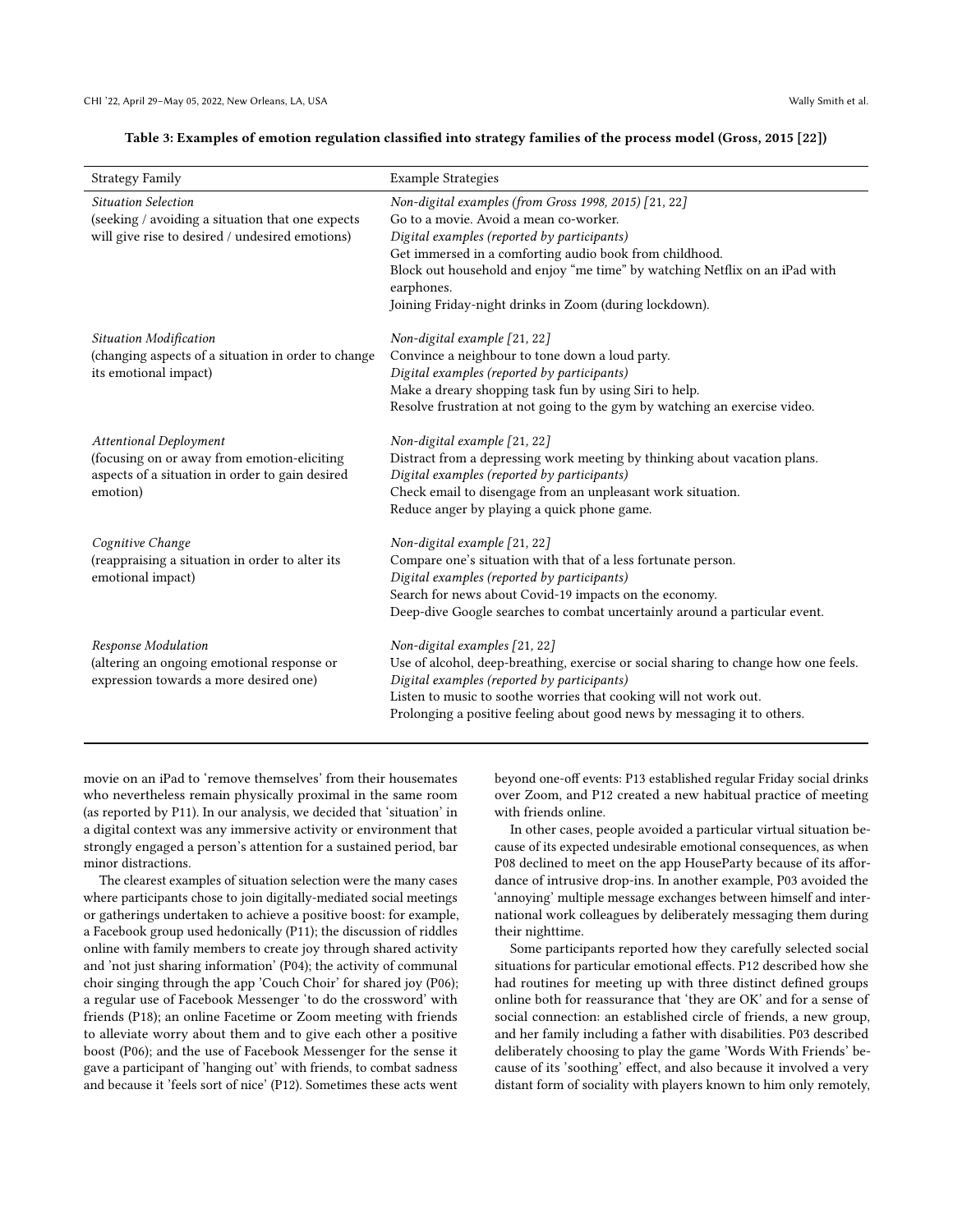**Table 3: Examples of emotion regulation classified into strategy families of the process model (Gross, 2015 [22])**

| Strategy Family | Example Strategies |
|---|---|
| *Situation Selection*<br>(seeking / avoiding a situation that one expects will give rise to desired / undesired emotions) | *Non-digital examples (from Gross 1998, 2015) [21, 22]*<br>Go to a movie. Avoid a mean co-worker.<br>*Digital examples (reported by participants)*<br>Get immersed in a comforting audio book from childhood.<br>Block out household and enjoy "me time" by watching Netflix on an iPad with earphones.<br>Joining Friday-night drinks in Zoom (during lockdown). |
| *Situation Modification*<br>(changing aspects of a situation in order to change its emotional impact) | *Non-digital example [21, 22]*<br>Convince a neighbour to tone down a loud party.<br>*Digital examples (reported by participants)*<br>Make a dreary shopping task fun by using Siri to help.<br>Resolve frustration at not going to the gym by watching an exercise video. |
| *Attentional Deployment*<br>(focusing on or away from emotion-eliciting aspects of a situation in order to gain desired emotion) | *Non-digital example [21, 22]*<br>Distract from a depressing work meeting by thinking about vacation plans.<br>*Digital examples (reported by participants)*<br>Check email to disengage from an unpleasant work situation.<br>Reduce anger by playing a quick phone game. |
| *Cognitive Change*<br>(reappraising a situation in order to alter its emotional impact) | *Non-digital example [21, 22]*<br>Compare one's situation with that of a less fortunate person.<br>*Digital examples (reported by participants)*<br>Search for news about Covid-19 impacts on the economy.<br>Deep-dive Google searches to combat uncertainly around a particular event. |
| *Response Modulation*<br>(altering an ongoing emotional response or expression towards a more desired one) | *Non-digital examples [21, 22]*<br>Use of alcohol, deep-breathing, exercise or social sharing to change how one feels.<br>*Digital examples (reported by participants)*<br>Listen to music to soothe worries that cooking will not work out.<br>Prolonging a positive feeling about good news by messaging it to others. |

movie on an iPad to 'remove themselves' from their housemates who nevertheless remain physically proximal in the same room (as reported by P11). In our analysis, we decided that 'situation' in a digital context was any immersive activity or environment that strongly engaged a person's attention for a sustained period, bar minor distractions.

The clearest examples of situation selection were the many cases where participants chose to join digitally-mediated social meetings or gatherings undertaken to achieve a positive boost: for example, a Facebook group used hedonically (P11); the discussion of riddles online with family members to create joy through shared activity and 'not just sharing information' (P04); the activity of communal choir singing through the app 'Couch Choir' for shared joy (P06); a regular use of Facebook Messenger 'to do the crossword' with friends (P18); an online Facetime or Zoom meeting with friends to alleviate worry about them and to give each other a positive boost (P06); and the use of Facebook Messenger for the sense it gave a participant of 'hanging out' with friends, to combat sadness and because it 'feels sort of nice' (P12). Sometimes these acts went beyond one-off events: P13 established regular Friday social drinks over Zoom, and P12 created a new habitual practice of meeting with friends online.

In other cases, people avoided a particular virtual situation because of its expected undesirable emotional consequences, as when P08 declined to meet on the app HouseParty because of its affordance of intrusive drop-ins. In another example, P03 avoided the 'annoying' multiple message exchanges between himself and international work colleagues by deliberately messaging them during their nighttime.

Some participants reported how they carefully selected social situations for particular emotional effects. P12 described how she had routines for meeting up with three distinct defined groups online both for reassurance that 'they are OK' and for a sense of social connection: an established circle of friends, a new group, and her family including a father with disabilities. P03 described deliberately choosing to play the game 'Words With Friends' because of its 'soothing' effect, and also because it involved a very distant form of sociality with players known to him only remotely,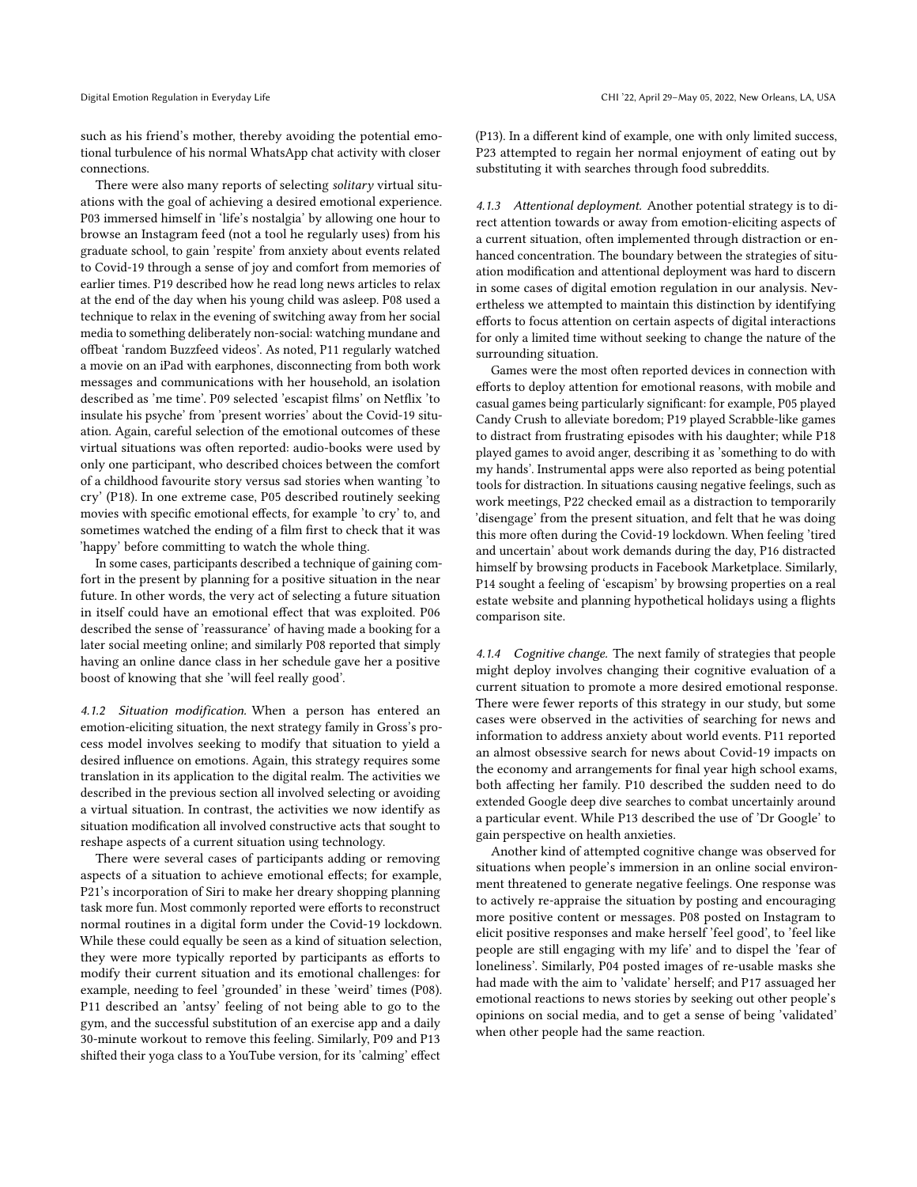such as his friend's mother, thereby avoiding the potential emotional turbulence of his normal WhatsApp chat activity with closer connections.

There were also many reports of selecting *solitary* virtual situations with the goal of achieving a desired emotional experience. P03 immersed himself in 'life's nostalgia' by allowing one hour to browse an Instagram feed (not a tool he regularly uses) from his graduate school, to gain 'respite' from anxiety about events related to Covid-19 through a sense of joy and comfort from memories of earlier times. P19 described how he read long news articles to relax at the end of the day when his young child was asleep. P08 used a technique to relax in the evening of switching away from her social media to something deliberately non-social: watching mundane and offbeat 'random Buzzfeed videos'. As noted, P11 regularly watched a movie on an iPad with earphones, disconnecting from both work messages and communications with her household, an isolation described as 'me time'. P09 selected 'escapist films' on Netflix 'to insulate his psyche' from 'present worries' about the Covid-19 situation. Again, careful selection of the emotional outcomes of these virtual situations was often reported: audio-books were used by only one participant, who described choices between the comfort of a childhood favourite story versus sad stories when wanting 'to cry' (P18). In one extreme case, P05 described routinely seeking movies with specific emotional effects, for example 'to cry' to, and sometimes watched the ending of a film first to check that it was 'happy' before committing to watch the whole thing.

In some cases, participants described a technique of gaining comfort in the present by planning for a positive situation in the near future. In other words, the very act of selecting a future situation in itself could have an emotional effect that was exploited. P06 described the sense of 'reassurance' of having made a booking for a later social meeting online; and similarly P08 reported that simply having an online dance class in her schedule gave her a positive boost of knowing that she 'will feel really good'.

#### 4.1.2 Situation modification.

When a person has entered an emotion-eliciting situation, the next strategy family in Gross's process model involves seeking to modify that situation to yield a desired influence on emotions. Again, this strategy requires some translation in its application to the digital realm. The activities we described in the previous section all involved selecting or avoiding a virtual situation. In contrast, the activities we now identify as situation modification all involved constructive acts that sought to reshape aspects of a current situation using technology.

There were several cases of participants adding or removing aspects of a situation to achieve emotional effects; for example, P21's incorporation of Siri to make her dreary shopping planning task more fun. Most commonly reported were efforts to reconstruct normal routines in a digital form under the Covid-19 lockdown. While these could equally be seen as a kind of situation selection, they were more typically reported by participants as efforts to modify their current situation and its emotional challenges: for example, needing to feel 'grounded' in these 'weird' times (P08). P11 described an 'antsy' feeling of not being able to go to the gym, and the successful substitution of an exercise app and a daily 30-minute workout to remove this feeling. Similarly, P09 and P13 shifted their yoga class to a YouTube version, for its 'calming' effect (P13). In a different kind of example, one with only limited success, P23 attempted to regain her normal enjoyment of eating out by substituting it with searches through food subreddits.

#### 4.1.3 Attentional deployment.

Another potential strategy is to direct attention towards or away from emotion-eliciting aspects of a current situation, often implemented through distraction or enhanced concentration. The boundary between the strategies of situation modification and attentional deployment was hard to discern in some cases of digital emotion regulation in our analysis. Nevertheless we attempted to maintain this distinction by identifying efforts to focus attention on certain aspects of digital interactions for only a limited time without seeking to change the nature of the surrounding situation.

Games were the most often reported devices in connection with efforts to deploy attention for emotional reasons, with mobile and casual games being particularly significant: for example, P05 played Candy Crush to alleviate boredom; P19 played Scrabble-like games to distract from frustrating episodes with his daughter; while P18 played games to avoid anger, describing it as 'something to do with my hands'. Instrumental apps were also reported as being potential tools for distraction. In situations causing negative feelings, such as work meetings, P22 checked email as a distraction to temporarily 'disengage' from the present situation, and felt that he was doing this more often during the Covid-19 lockdown. When feeling 'tired and uncertain' about work demands during the day, P16 distracted himself by browsing products in Facebook Marketplace. Similarly, P14 sought a feeling of 'escapism' by browsing properties on a real estate website and planning hypothetical holidays using a flights comparison site.

#### 4.1.4 Cognitive change.

The next family of strategies that people might deploy involves changing their cognitive evaluation of a current situation to promote a more desired emotional response. There were fewer reports of this strategy in our study, but some cases were observed in the activities of searching for news and information to address anxiety about world events. P11 reported an almost obsessive search for news about Covid-19 impacts on the economy and arrangements for final year high school exams, both affecting her family. P10 described the sudden need to do extended Google deep dive searches to combat uncertainly around a particular event. While P13 described the use of 'Dr Google' to gain perspective on health anxieties.

Another kind of attempted cognitive change was observed for situations when people's immersion in an online social environment threatened to generate negative feelings. One response was to actively re-appraise the situation by posting and encouraging more positive content or messages. P08 posted on Instagram to elicit positive responses and make herself 'feel good', to 'feel like people are still engaging with my life' and to dispel the 'fear of loneliness'. Similarly, P04 posted images of re-usable masks she had made with the aim to 'validate' herself; and P17 assuaged her emotional reactions to news stories by seeking out other people's opinions on social media, and to get a sense of being 'validated' when other people had the same reaction.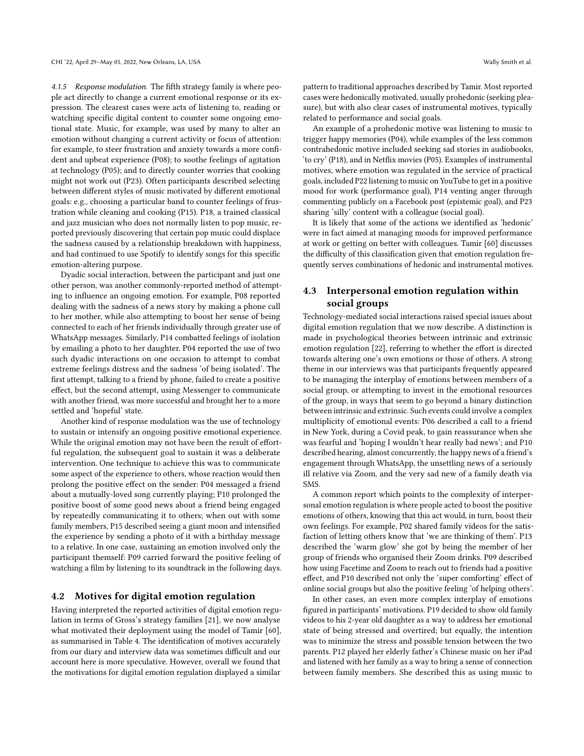*4.1.5 Response modulation.* The fifth strategy family is where people act directly to change a current emotional response or its expression. The clearest cases were acts of listening to, reading or watching specific digital content to counter some ongoing emotional state. Music, for example, was used by many to alter an emotion without changing a current activity or focus of attention: for example, to steer frustration and anxiety towards a more confident and upbeat experience (P08); to soothe feelings of agitation at technology (P05); and to directly counter worries that cooking might not work out (P23). Often participants described selecting between different styles of music motivated by different emotional goals: e.g., choosing a particular band to counter feelings of frustration while cleaning and cooking (P15). P18, a trained classical and jazz musician who does not normally listen to pop music, reported previously discovering that certain pop music could displace the sadness caused by a relationship breakdown with happiness, and had continued to use Spotify to identify songs for this specific emotion-altering purpose.

Dyadic social interaction, between the participant and just one other person, was another commonly-reported method of attempting to influence an ongoing emotion. For example, P08 reported dealing with the sadness of a news story by making a phone call to her mother, while also attempting to boost her sense of being connected to each of her friends individually through greater use of WhatsApp messages. Similarly, P14 combatted feelings of isolation by emailing a photo to her daughter. P04 reported the use of two such dyadic interactions on one occasion to attempt to combat extreme feelings distress and the sadness 'of being isolated'. The first attempt, talking to a friend by phone, failed to create a positive effect, but the second attempt, using Messenger to communicate with another friend, was more successful and brought her to a more settled and 'hopeful' state.

Another kind of response modulation was the use of technology to sustain or intensify an ongoing positive emotional experience. While the original emotion may not have been the result of effortful regulation, the subsequent goal to sustain it was a deliberate intervention. One technique to achieve this was to communicate some aspect of the experience to others, whose reaction would then prolong the positive effect on the sender: P04 messaged a friend about a mutually-loved song currently playing; P10 prolonged the positive boost of some good news about a friend being engaged by repeatedly communicating it to others; when out with some family members, P15 described seeing a giant moon and intensified the experience by sending a photo of it with a birthday message to a relative. In one case, sustaining an emotion involved only the participant themself: P09 carried forward the positive feeling of watching a film by listening to its soundtrack in the following days.

## 4.2 Motives for digital emotion regulation

Having interpreted the reported activities of digital emotion regulation in terms of Gross's strategy families [21], we now analyse what motivated their deployment using the model of Tamir [60], as summarised in Table 4. The identification of motives accurately from our diary and interview data was sometimes difficult and our account here is more speculative. However, overall we found that the motivations for digital emotion regulation displayed a similar pattern to traditional approaches described by Tamir. Most reported cases were hedonically motivated, usually prohedonic (seeking pleasure), but with also clear cases of instrumental motives, typically related to performance and social goals.

An example of a prohedonic motive was listening to music to trigger happy memories (P04), while examples of the less common contrahedonic motive included seeking sad stories in audiobooks, 'to cry' (P18), and in Netflix movies (P05). Examples of instrumental motives, where emotion was regulated in the service of practical goals, included P22 listening to music on YouTube to get in a positive mood for work (performance goal), P14 venting anger through commenting publicly on a Facebook post (epistemic goal), and P23 sharing 'silly' content with a colleague (social goal).

It is likely that some of the actions we identified as 'hedonic' were in fact aimed at managing moods for improved performance at work or getting on better with colleagues. Tamir [60] discusses the difficulty of this classification given that emotion regulation frequently serves combinations of hedonic and instrumental motives.

## 4.3 Interpersonal emotion regulation within social groups

Technology-mediated social interactions raised special issues about digital emotion regulation that we now describe. A distinction is made in psychological theories between intrinsic and extrinsic emotion regulation [22], referring to whether the effort is directed towards altering one's own emotions or those of others. A strong theme in our interviews was that participants frequently appeared to be managing the interplay of emotions between members of a social group, or attempting to invest in the emotional resources of the group, in ways that seem to go beyond a binary distinction between intrinsic and extrinsic. Such events could involve a complex multiplicity of emotional events: P06 described a call to a friend in New York, during a Covid peak, to gain reassurance when she was fearful and 'hoping I wouldn't hear really bad news'; and P10 described hearing, almost concurrently, the happy news of a friend's engagement through WhatsApp, the unsettling news of a seriously ill relative via Zoom, and the very sad new of a family death via SMS.

A common report which points to the complexity of interpersonal emotion regulation is where people acted to boost the positive emotions of others, knowing that this act would, in turn, boost their own feelings. For example, P02 shared family videos for the satisfaction of letting others know that 'we are thinking of them'. P13 described the 'warm glow' she got by being the member of her group of friends who organised their Zoom drinks. P09 described how using Facetime and Zoom to reach out to friends had a positive effect, and P10 described not only the 'super comforting' effect of online social groups but also the positive feeling 'of helping others'.

In other cases, an even more complex interplay of emotions figured in participants' motivations. P19 decided to show old family videos to his 2-year old daughter as a way to address her emotional state of being stressed and overtired; but equally, the intention was to minimize the stress and possible tension between the two parents. P12 played her elderly father's Chinese music on her iPad and listened with her family as a way to bring a sense of connection between family members. She described this as using music to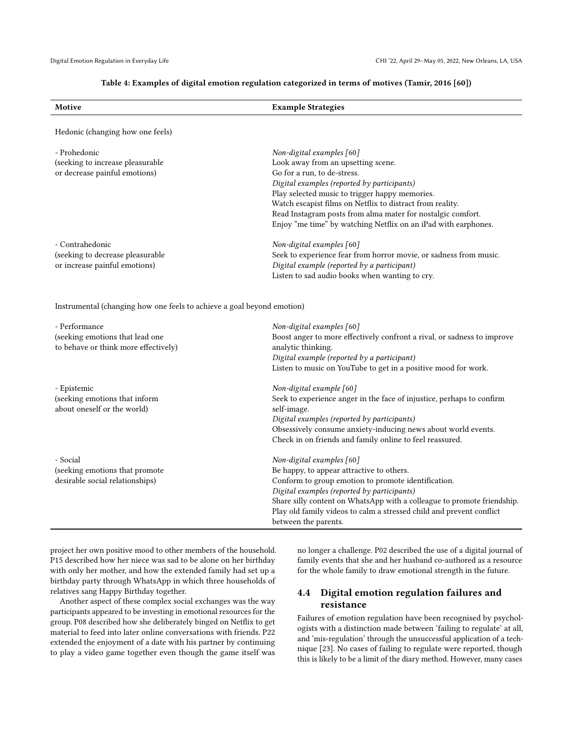**Table 4: Examples of digital emotion regulation categorized in terms of motives (Tamir, 2016 [60])**

| Motive | Example Strategies |
|---|---|
| Hedonic (changing how one feels) | |
| - Prohedonic (seeking to increase pleasurable or decrease painful emotions) | *Non-digital examples [60]*<br>Look away from an upsetting scene.<br>Go for a run, to de-stress.<br>*Digital examples (reported by participants)*<br>Play selected music to trigger happy memories.<br>Watch escapist films on Netflix to distract from reality.<br>Read Instagram posts from alma mater for nostalgic comfort.<br>Enjoy "me time" by watching Netflix on an iPad with earphones. |
| - Contrahedonic (seeking to decrease pleasurable or increase painful emotions) | *Non-digital examples [60]*<br>Seek to experience fear from horror movie, or sadness from music.<br>*Digital example (reported by a participant)*<br>Listen to sad audio books when wanting to cry. |
| Instrumental (changing how one feels to achieve a goal beyond emotion) | |
| - Performance (seeking emotions that lead one to behave or think more effectively) | *Non-digital examples [60]*<br>Boost anger to more effectively confront a rival, or sadness to improve analytic thinking.<br>*Digital example (reported by a participant)*<br>Listen to music on YouTube to get in a positive mood for work. |
| - Epistemic (seeking emotions that inform about oneself or the world) | *Non-digital example [60]*<br>Seek to experience anger in the face of injustice, perhaps to confirm self-image.<br>*Digital examples (reported by participants)*<br>Obsessively consume anxiety-inducing news about world events.<br>Check in on friends and family online to feel reassured. |
| - Social (seeking emotions that promote desirable social relationships) | *Non-digital examples [60]*<br>Be happy, to appear attractive to others.<br>Conform to group emotion to promote identification.<br>*Digital examples (reported by participants)*<br>Share silly content on WhatsApp with a colleague to promote friendship.<br>Play old family videos to calm a stressed child and prevent conflict between the parents. |

project her own positive mood to other members of the household. P15 described how her niece was sad to be alone on her birthday with only her mother, and how the extended family had set up a birthday party through WhatsApp in which three households of relatives sang Happy Birthday together.

Another aspect of these complex social exchanges was the way participants appeared to be investing in emotional resources for the group. P08 described how she deliberately binged on Netflix to get material to feed into later online conversations with friends. P22 extended the enjoyment of a date with his partner by continuing to play a video game together even though the game itself was no longer a challenge. P02 described the use of a digital journal of family events that she and her husband co-authored as a resource for the whole family to draw emotional strength in the future.

## 4.4 Digital emotion regulation failures and resistance

Failures of emotion regulation have been recognised by psychologists with a distinction made between 'failing to regulate' at all, and 'mis-regulation' through the unsuccessful application of a technique [23]. No cases of failing to regulate were reported, though this is likely to be a limit of the diary method. However, many cases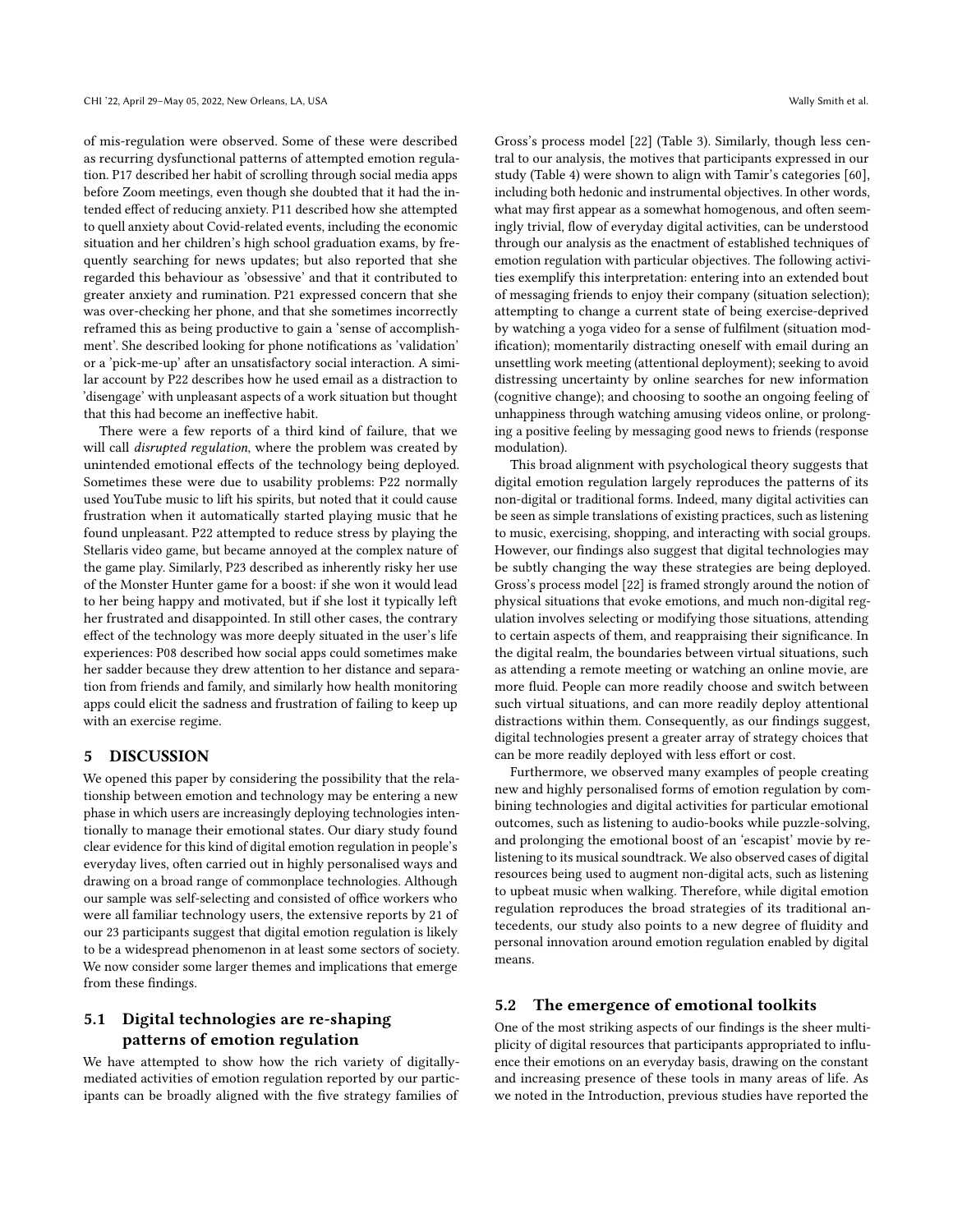of mis-regulation were observed. Some of these were described as recurring dysfunctional patterns of attempted emotion regulation. P17 described her habit of scrolling through social media apps before Zoom meetings, even though she doubted that it had the intended effect of reducing anxiety. P11 described how she attempted to quell anxiety about Covid-related events, including the economic situation and her children's high school graduation exams, by frequently searching for news updates; but also reported that she regarded this behaviour as 'obsessive' and that it contributed to greater anxiety and rumination. P21 expressed concern that she was over-checking her phone, and that she sometimes incorrectly reframed this as being productive to gain a 'sense of accomplishment'. She described looking for phone notifications as 'validation' or a 'pick-me-up' after an unsatisfactory social interaction. A similar account by P22 describes how he used email as a distraction to 'disengage' with unpleasant aspects of a work situation but thought that this had become an ineffective habit.

There were a few reports of a third kind of failure, that we will call *disrupted regulation*, where the problem was created by unintended emotional effects of the technology being deployed. Sometimes these were due to usability problems: P22 normally used YouTube music to lift his spirits, but noted that it could cause frustration when it automatically started playing music that he found unpleasant. P22 attempted to reduce stress by playing the Stellaris video game, but became annoyed at the complex nature of the game play. Similarly, P23 described as inherently risky her use of the Monster Hunter game for a boost: if she won it would lead to her being happy and motivated, but if she lost it typically left her frustrated and disappointed. In still other cases, the contrary effect of the technology was more deeply situated in the user's life experiences: P08 described how social apps could sometimes make her sadder because they drew attention to her distance and separation from friends and family, and similarly how health monitoring apps could elicit the sadness and frustration of failing to keep up with an exercise regime.

# 5 DISCUSSION

We opened this paper by considering the possibility that the relationship between emotion and technology may be entering a new phase in which users are increasingly deploying technologies intentionally to manage their emotional states. Our diary study found clear evidence for this kind of digital emotion regulation in people's everyday lives, often carried out in highly personalised ways and drawing on a broad range of commonplace technologies. Although our sample was self-selecting and consisted of office workers who were all familiar technology users, the extensive reports by 21 of our 23 participants suggest that digital emotion regulation is likely to be a widespread phenomenon in at least some sectors of society. We now consider some larger themes and implications that emerge from these findings.

## 5.1 Digital technologies are re-shaping patterns of emotion regulation

We have attempted to show how the rich variety of digitally-mediated activities of emotion regulation reported by our participants can be broadly aligned with the five strategy families of Gross's process model [22] (Table 3). Similarly, though less central to our analysis, the motives that participants expressed in our study (Table 4) were shown to align with Tamir's categories [60], including both hedonic and instrumental objectives. In other words, what may first appear as a somewhat homogenous, and often seemingly trivial, flow of everyday digital activities, can be understood through our analysis as the enactment of established techniques of emotion regulation with particular objectives. The following activities exemplify this interpretation: entering into an extended bout of messaging friends to enjoy their company (situation selection); attempting to change a current state of being exercise-deprived by watching a yoga video for a sense of fulfilment (situation modification); momentarily distracting oneself with email during an unsettling work meeting (attentional deployment); seeking to avoid distressing uncertainty by online searches for new information (cognitive change); and choosing to soothe an ongoing feeling of unhappiness through watching amusing videos online, or prolonging a positive feeling by messaging good news to friends (response modulation).

This broad alignment with psychological theory suggests that digital emotion regulation largely reproduces the patterns of its non-digital or traditional forms. Indeed, many digital activities can be seen as simple translations of existing practices, such as listening to music, exercising, shopping, and interacting with social groups. However, our findings also suggest that digital technologies may be subtly changing the way these strategies are being deployed. Gross's process model [22] is framed strongly around the notion of physical situations that evoke emotions, and much non-digital regulation involves selecting or modifying those situations, attending to certain aspects of them, and reappraising their significance. In the digital realm, the boundaries between virtual situations, such as attending a remote meeting or watching an online movie, are more fluid. People can more readily choose and switch between such virtual situations, and can more readily deploy attentional distractions within them. Consequently, as our findings suggest, digital technologies present a greater array of strategy choices that can be more readily deployed with less effort or cost.

Furthermore, we observed many examples of people creating new and highly personalised forms of emotion regulation by combining technologies and digital activities for particular emotional outcomes, such as listening to audio-books while puzzle-solving, and prolonging the emotional boost of an 'escapist' movie by re-listening to its musical soundtrack. We also observed cases of digital resources being used to augment non-digital acts, such as listening to upbeat music when walking. Therefore, while digital emotion regulation reproduces the broad strategies of its traditional antecedents, our study also points to a new degree of fluidity and personal innovation around emotion regulation enabled by digital means.

## 5.2 The emergence of emotional toolkits

One of the most striking aspects of our findings is the sheer multiplicity of digital resources that participants appropriated to influence their emotions on an everyday basis, drawing on the constant and increasing presence of these tools in many areas of life. As we noted in the Introduction, previous studies have reported the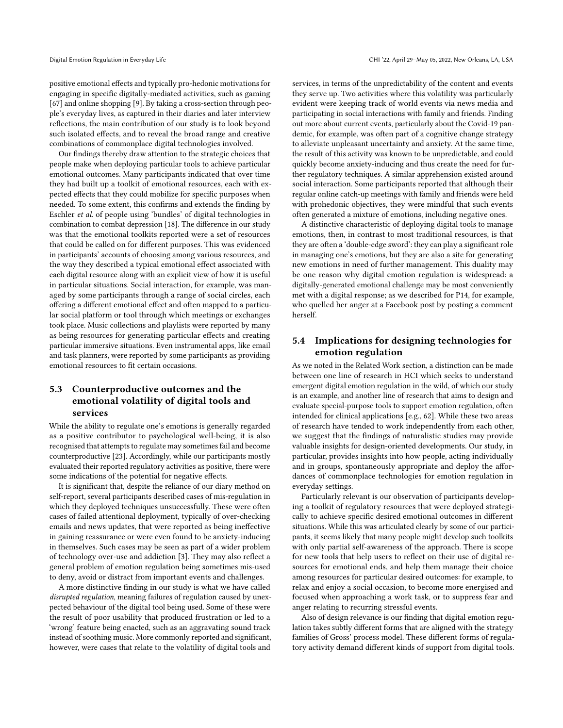positive emotional effects and typically pro-hedonic motivations for engaging in specific digitally-mediated activities, such as gaming [67] and online shopping [9]. By taking a cross-section through people's everyday lives, as captured in their diaries and later interview reflections, the main contribution of our study is to look beyond such isolated effects, and to reveal the broad range and creative combinations of commonplace digital technologies involved.

Our findings thereby draw attention to the strategic choices that people make when deploying particular tools to achieve particular emotional outcomes. Many participants indicated that over time they had built up a toolkit of emotional resources, each with expected effects that they could mobilize for specific purposes when needed. To some extent, this confirms and extends the finding by Eschler *et al.* of people using 'bundles' of digital technologies in combination to combat depression [18]. The difference in our study was that the emotional toolkits reported were a set of resources that could be called on for different purposes. This was evidenced in participants' accounts of choosing among various resources, and the way they described a typical emotional effect associated with each digital resource along with an explicit view of how it is useful in particular situations. Social interaction, for example, was managed by some participants through a range of social circles, each offering a different emotional effect and often mapped to a particular social platform or tool through which meetings or exchanges took place. Music collections and playlists were reported by many as being resources for generating particular effects and creating particular immersive situations. Even instrumental apps, like email and task planners, were reported by some participants as providing emotional resources to fit certain occasions.

## 5.3 Counterproductive outcomes and the emotional volatility of digital tools and services

While the ability to regulate one's emotions is generally regarded as a positive contributor to psychological well-being, it is also recognised that attempts to regulate may sometimes fail and become counterproductive [23]. Accordingly, while our participants mostly evaluated their reported regulatory activities as positive, there were some indications of the potential for negative effects.

It is significant that, despite the reliance of our diary method on self-report, several participants described cases of mis-regulation in which they deployed techniques unsuccessfully. These were often cases of failed attentional deployment, typically of over-checking emails and news updates, that were reported as being ineffective in gaining reassurance or were even found to be anxiety-inducing in themselves. Such cases may be seen as part of a wider problem of technology over-use and addiction [3]. They may also reflect a general problem of emotion regulation being sometimes mis-used to deny, avoid or distract from important events and challenges.

A more distinctive finding in our study is what we have called *disrupted regulation*, meaning failures of regulation caused by unexpected behaviour of the digital tool being used. Some of these were the result of poor usability that produced frustration or led to a 'wrong' feature being enacted, such as an aggravating sound track instead of soothing music. More commonly reported and significant, however, were cases that relate to the volatility of digital tools and services, in terms of the unpredictability of the content and events they serve up. Two activities where this volatility was particularly evident were keeping track of world events via news media and participating in social interactions with family and friends. Finding out more about current events, particularly about the Covid-19 pandemic, for example, was often part of a cognitive change strategy to alleviate unpleasant uncertainty and anxiety. At the same time, the result of this activity was known to be unpredictable, and could quickly become anxiety-inducing and thus create the need for further regulatory techniques. A similar apprehension existed around social interaction. Some participants reported that although their regular online catch-up meetings with family and friends were held with prohedonic objectives, they were mindful that such events often generated a mixture of emotions, including negative ones.

A distinctive characteristic of deploying digital tools to manage emotions, then, in contrast to most traditional resources, is that they are often a 'double-edge sword': they can play a significant role in managing one's emotions, but they are also a site for generating new emotions in need of further management. This duality may be one reason why digital emotion regulation is widespread: a digitally-generated emotional challenge may be most conveniently met with a digital response; as we described for P14, for example, who quelled her anger at a Facebook post by posting a comment herself.

## 5.4 Implications for designing technologies for emotion regulation

As we noted in the Related Work section, a distinction can be made between one line of research in HCI which seeks to understand emergent digital emotion regulation in the wild, of which our study is an example, and another line of research that aims to design and evaluate special-purpose tools to support emotion regulation, often intended for clinical applications [e.g., 62]. While these two areas of research have tended to work independently from each other, we suggest that the findings of naturalistic studies may provide valuable insights for design-oriented developments. Our study, in particular, provides insights into how people, acting individually and in groups, spontaneously appropriate and deploy the affordances of commonplace technologies for emotion regulation in everyday settings.

Particularly relevant is our observation of participants developing a toolkit of regulatory resources that were deployed strategically to achieve specific desired emotional outcomes in different situations. While this was articulated clearly by some of our participants, it seems likely that many people might develop such toolkits with only partial self-awareness of the approach. There is scope for new tools that help users to reflect on their use of digital resources for emotional ends, and help them manage their choice among resources for particular desired outcomes: for example, to relax and enjoy a social occasion, to become more energised and focused when approaching a work task, or to suppress fear and anger relating to recurring stressful events.

Also of design relevance is our finding that digital emotion regulation takes subtly different forms that are aligned with the strategy families of Gross' process model. These different forms of regulatory activity demand different kinds of support from digital tools.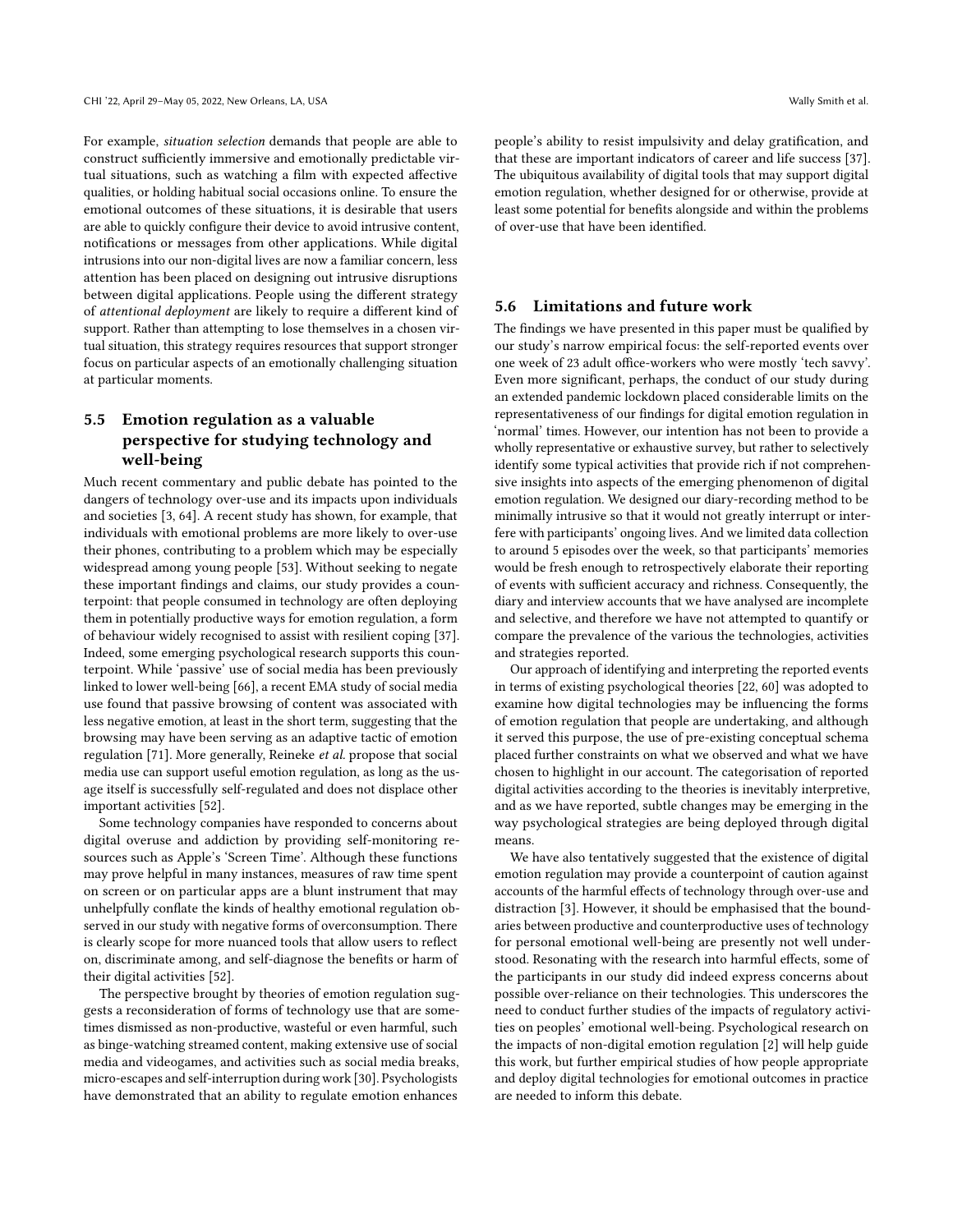For example, *situation selection* demands that people are able to construct sufficiently immersive and emotionally predictable virtual situations, such as watching a film with expected affective qualities, or holding habitual social occasions online. To ensure the emotional outcomes of these situations, it is desirable that users are able to quickly configure their device to avoid intrusive content, notifications or messages from other applications. While digital intrusions into our non-digital lives are now a familiar concern, less attention has been placed on designing out intrusive disruptions between digital applications. People using the different strategy of *attentional deployment* are likely to require a different kind of support. Rather than attempting to lose themselves in a chosen virtual situation, this strategy requires resources that support stronger focus on particular aspects of an emotionally challenging situation at particular moments.

### 5.5 Emotion regulation as a valuable perspective for studying technology and well-being

Much recent commentary and public debate has pointed to the dangers of technology over-use and its impacts upon individuals and societies [3, 64]. A recent study has shown, for example, that individuals with emotional problems are more likely to over-use their phones, contributing to a problem which may be especially widespread among young people [53]. Without seeking to negate these important findings and claims, our study provides a counterpoint: that people consumed in technology are often deploying them in potentially productive ways for emotion regulation, a form of behaviour widely recognised to assist with resilient coping [37]. Indeed, some emerging psychological research supports this counterpoint. While 'passive' use of social media has been previously linked to lower well-being [66], a recent EMA study of social media use found that passive browsing of content was associated with less negative emotion, at least in the short term, suggesting that the browsing may have been serving as an adaptive tactic of emotion regulation [71]. More generally, Reineke *et al.* propose that social media use can support useful emotion regulation, as long as the usage itself is successfully self-regulated and does not displace other important activities [52].

Some technology companies have responded to concerns about digital overuse and addiction by providing self-monitoring resources such as Apple's 'Screen Time'. Although these functions may prove helpful in many instances, measures of raw time spent on screen or on particular apps are a blunt instrument that may unhelpfully conflate the kinds of healthy emotional regulation observed in our study with negative forms of overconsumption. There is clearly scope for more nuanced tools that allow users to reflect on, discriminate among, and self-diagnose the benefits or harm of their digital activities [52].

The perspective brought by theories of emotion regulation suggests a reconsideration of forms of technology use that are sometimes dismissed as non-productive, wasteful or even harmful, such as binge-watching streamed content, making extensive use of social media and videogames, and activities such as social media breaks, micro-escapes and self-interruption during work [30]. Psychologists have demonstrated that an ability to regulate emotion enhances people's ability to resist impulsivity and delay gratification, and that these are important indicators of career and life success [37]. The ubiquitous availability of digital tools that may support digital emotion regulation, whether designed for or otherwise, provide at least some potential for benefits alongside and within the problems of over-use that have been identified.

### 5.6 Limitations and future work

The findings we have presented in this paper must be qualified by our study's narrow empirical focus: the self-reported events over one week of 23 adult office-workers who were mostly 'tech savvy'. Even more significant, perhaps, the conduct of our study during an extended pandemic lockdown placed considerable limits on the representativeness of our findings for digital emotion regulation in 'normal' times. However, our intention has not been to provide a wholly representative or exhaustive survey, but rather to selectively identify some typical activities that provide rich if not comprehensive insights into aspects of the emerging phenomenon of digital emotion regulation. We designed our diary-recording method to be minimally intrusive so that it would not greatly interrupt or interfere with participants' ongoing lives. And we limited data collection to around 5 episodes over the week, so that participants' memories would be fresh enough to retrospectively elaborate their reporting of events with sufficient accuracy and richness. Consequently, the diary and interview accounts that we have analysed are incomplete and selective, and therefore we have not attempted to quantify or compare the prevalence of the various the technologies, activities and strategies reported.

Our approach of identifying and interpreting the reported events in terms of existing psychological theories [22, 60] was adopted to examine how digital technologies may be influencing the forms of emotion regulation that people are undertaking, and although it served this purpose, the use of pre-existing conceptual schema placed further constraints on what we observed and what we have chosen to highlight in our account. The categorisation of reported digital activities according to the theories is inevitably interpretive, and as we have reported, subtle changes may be emerging in the way psychological strategies are being deployed through digital means.

We have also tentatively suggested that the existence of digital emotion regulation may provide a counterpoint of caution against accounts of the harmful effects of technology through over-use and distraction [3]. However, it should be emphasised that the boundaries between productive and counterproductive uses of technology for personal emotional well-being are presently not well understood. Resonating with the research into harmful effects, some of the participants in our study did indeed express concerns about possible over-reliance on their technologies. This underscores the need to conduct further studies of the impacts of regulatory activities on peoples' emotional well-being. Psychological research on the impacts of non-digital emotion regulation [2] will help guide this work, but further empirical studies of how people appropriate and deploy digital technologies for emotional outcomes in practice are needed to inform this debate.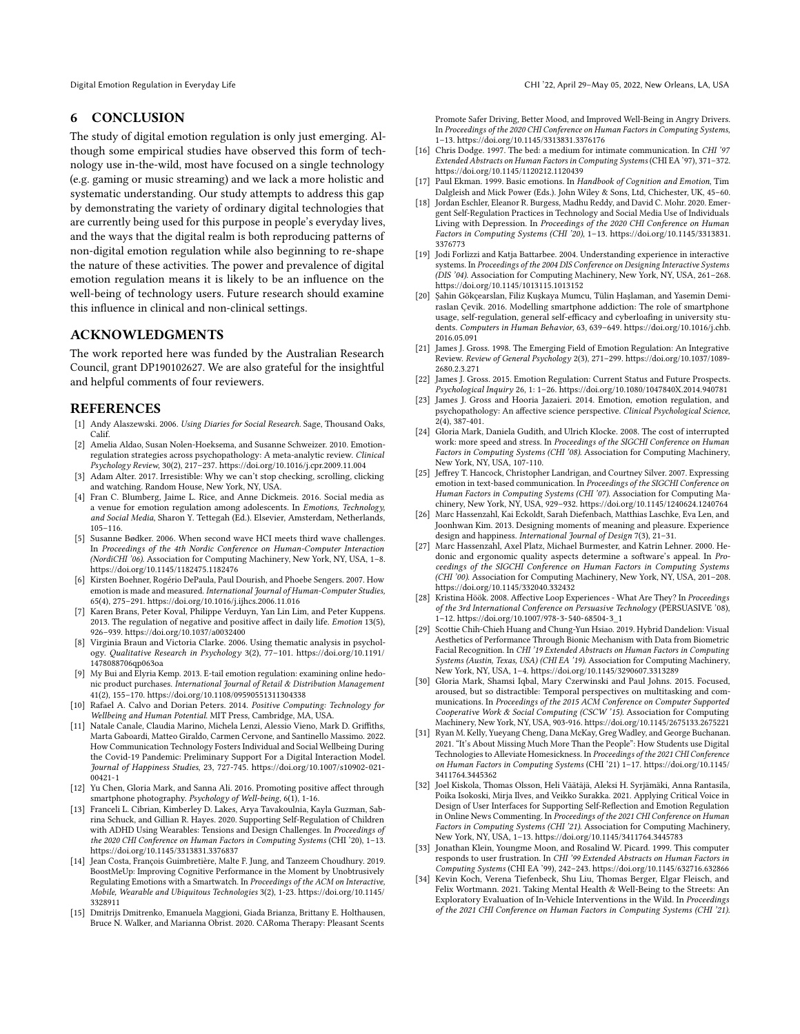## 6 CONCLUSION

The study of digital emotion regulation is only just emerging. Although some empirical studies have observed this form of technology use in-the-wild, most have focused on a single technology (e.g. gaming or music streaming) and we lack a more holistic and systematic understanding. Our study attempts to address this gap by demonstrating the variety of ordinary digital technologies that are currently being used for this purpose in people's everyday lives, and the ways that the digital realm is both reproducing patterns of non-digital emotion regulation while also beginning to re-shape the nature of these activities. The power and prevalence of digital emotion regulation means it is likely to be an influence on the well-being of technology users. Future research should examine this influence in clinical and non-clinical settings.

## ACKNOWLEDGMENTS

The work reported here was funded by the Australian Research Council, grant DP190102627. We are also grateful for the insightful and helpful comments of four reviewers.

## REFERENCES

- [1] Andy Alaszewski. 2006. *Using Diaries for Social Research.* Sage, Thousand Oaks, Calif.
- [2] Amelia Aldao, Susan Nolen-Hoeksema, and Susanne Schweizer. 2010. Emotion-regulation strategies across psychopathology: A meta-analytic review. *Clinical Psychology Review*, 30(2), 217–237. https://doi.org/10.1016/j.cpr.2009.11.004
- [3] Adam Alter. 2017. Irresistible: Why we can't stop checking, scrolling, clicking and watching. Random House, New York, NY, USA.
- [4] Fran C. Blumberg, Jaime L. Rice, and Anne Dickmeis. 2016. Social media as a venue for emotion regulation among adolescents. In *Emotions, Technology, and Social Media*, Sharon Y. Tettegah (Ed.). Elsevier, Amsterdam, Netherlands, 105–116.
- [5] Susanne Bødker. 2006. When second wave HCI meets third wave challenges. In *Proceedings of the 4th Nordic Conference on Human-Computer Interaction (NordiCHI '06).* Association for Computing Machinery, New York, NY, USA, 1–8. https://doi.org/10.1145/1182475.1182476
- [6] Kirsten Boehner, Rogério DePaula, Paul Dourish, and Phoebe Sengers. 2007. How emotion is made and measured. *International Journal of Human-Computer Studies*, 65(4), 275–291. https://doi.org/10.1016/j.ijhcs.2006.11.016
- [7] Karen Brans, Peter Koval, Philippe Verduyn, Yan Lin Lim, and Peter Kuppens. 2013. The regulation of negative and positive affect in daily life. *Emotion* 13(5), 926–939. https://doi.org/10.1037/a0032400
- [8] Virginia Braun and Victoria Clarke. 2006. Using thematic analysis in psychology. *Qualitative Research in Psychology* 3(2), 77–101. https://doi.org/10.1191/1478088706qp063oa
- [9] My Bui and Elyria Kemp. 2013. E-tail emotion regulation: examining online hedonic product purchases. *International Journal of Retail & Distribution Management* 41(2), 155–170. https://doi.org/10.1108/09590551311304338
- [10] Rafael A. Calvo and Dorian Peters. 2014. *Positive Computing: Technology for Wellbeing and Human Potential.* MIT Press, Cambridge, MA, USA.
- [11] Natale Canale, Claudia Marino, Michela Lenzi, Alessio Vieno, Mark D. Griffiths, Marta Gaboardi, Matteo Giraldo, Carmen Cervone, and Santinello Massimo. 2022. How Communication Technology Fosters Individual and Social Wellbeing During the Covid-19 Pandemic: Preliminary Support For a Digital Interaction Model. *Journal of Happiness Studies*, 23, 727-745. https://doi.org/10.1007/s10902-021-00421-1
- [12] Yu Chen, Gloria Mark, and Sanna Ali. 2016. Promoting positive affect through smartphone photography. *Psychology of Well-being*, 6(1), 1-16.
- [13] Franceli L. Cibrian, Kimberley D. Lakes, Arya Tavakoulnia, Kayla Guzman, Sabrina Schuck, and Gillian R. Hayes. 2020. Supporting Self-Regulation of Children with ADHD Using Wearables: Tensions and Design Challenges. In *Proceedings of the 2020 CHI Conference on Human Factors in Computing Systems* (CHI '20), 1–13. https://doi.org/10.1145/3313831.3376837
- [14] Jean Costa, François Guimbretière, Malte F. Jung, and Tanzeem Choudhury. 2019. BoostMeUp: Improving Cognitive Performance in the Moment by Unobtrusively Regulating Emotions with a Smartwatch. In *Proceedings of the ACM on Interactive, Mobile, Wearable and Ubiquitous Technologies* 3(2), 1-23. https://doi.org/10.1145/3328911
- [15] Dmitrijs Dmitrenko, Emanuela Maggioni, Giada Brianza, Brittany E. Holthausen, Bruce N. Walker, and Marianna Obrist. 2020. CARoma Therapy: Pleasant Scents Promote Safer Driving, Better Mood, and Improved Well-Being in Angry Drivers. In *Proceedings of the 2020 CHI Conference on Human Factors in Computing Systems*, 1–13. https://doi.org/10.1145/3313831.3376176
- [16] Chris Dodge. 1997. The bed: a medium for intimate communication. In *CHI '97 Extended Abstracts on Human Factors in Computing Systems* (CHI EA '97), 371–372. https://doi.org/10.1145/1120212.1120439
- [17] Paul Ekman. 1999. Basic emotions. In *Handbook of Cognition and Emotion*, Tim Dalgleish and Mick Power (Eds.). John Wiley & Sons, Ltd, Chichester, UK, 45–60.
- [18] Jordan Eschler, Eleanor R. Burgess, Madhu Reddy, and David C. Mohr. 2020. Emergent Self-Regulation Practices in Technology and Social Media Use of Individuals Living with Depression. In *Proceedings of the 2020 CHI Conference on Human Factors in Computing Systems (CHI '20)*, 1–13. https://doi.org/10.1145/3313831.3376773
- [19] Jodi Forlizzi and Katja Battarbee. 2004. Understanding experience in interactive systems. In *Proceedings of the 2004 DIS Conference on Designing Interactive Systems (DIS '04).* Association for Computing Machinery, New York, NY, USA, 261–268. https://doi.org/10.1145/1013115.1013152
- [20] Şahin Gökçearslan, Filiz Kuşkaya Mumcu, Tülin Haşlaman, and Yasemin Demiraslan Çevik. 2016. Modelling smartphone addiction: The role of smartphone usage, self-regulation, general self-efficacy and cyberloafing in university students. *Computers in Human Behavior*, 63, 639–649. https://doi.org/10.1016/j.chb.2016.05.091
- [21] James J. Gross. 1998. The Emerging Field of Emotion Regulation: An Integrative Review. *Review of General Psychology* 2(3), 271–299. https://doi.org/10.1037/1089-2680.2.3.271
- [22] James J. Gross. 2015. Emotion Regulation: Current Status and Future Prospects. *Psychological Inquiry* 26, 1: 1–26. https://doi.org/10.1080/1047840X.2014.940781
- [23] James J. Gross and Hooria Jazaieri. 2014. Emotion, emotion regulation, and psychopathology: An affective science perspective. *Clinical Psychological Science*, 2(4), 387-401.
- [24] Gloria Mark, Daniela Gudith, and Ulrich Klocke. 2008. The cost of interrupted work: more speed and stress. In *Proceedings of the SIGCHI Conference on Human Factors in Computing Systems (CHI '08).* Association for Computing Machinery, New York, NY, USA, 107-110.
- [25] Jeffrey T. Hancock, Christopher Landrigan, and Courtney Silver. 2007. Expressing emotion in text-based communication. In *Proceedings of the SIGCHI Conference on Human Factors in Computing Systems (CHI '07).* Association for Computing Machinery, New York, NY, USA, 929–932. https://doi.org/10.1145/1240624.1240764
- [26] Marc Hassenzahl, Kai Eckoldt, Sarah Diefenbach, Matthias Laschke, Eva Len, and Joonhwan Kim. 2013. Designing moments of meaning and pleasure. Experience design and happiness. *International Journal of Design* 7(3), 21–31.
- [27] Marc Hassenzahl, Axel Platz, Michael Burmester, and Katrin Lehner. 2000. Hedonic and ergonomic quality aspects determine a software's appeal. In *Proceedings of the SIGCHI Conference on Human Factors in Computing Systems (CHI '00).* Association for Computing Machinery, New York, NY, USA, 201–208. https://doi.org/10.1145/332040.332432
- [28] Kristina Höök. 2008. Affective Loop Experiences - What Are They? In *Proceedings of the 3rd International Conference on Persuasive Technology* (PERSUASIVE '08), 1–12. https://doi.org/10.1007/978-3-540-68504-3_1
- [29] Scottie Chih-Chieh Huang and Chung-Yun Hsiao. 2019. Hybrid Dandelion: Visual Aesthetics of Performance Through Bionic Mechanism with Data from Biometric Facial Recognition. In *CHI '19 Extended Abstracts on Human Factors in Computing Systems (Austin, Texas, USA) (CHI EA '19).* Association for Computing Machinery, New York, NY, USA, 1–4. https://doi.org/10.1145/3290607.3313289
- [30] Gloria Mark, Shamsi Iqbal, Mary Czerwinski and Paul Johns. 2015. Focused, aroused, but so distractible: Temporal perspectives on multitasking and communications. In *Proceedings of the 2015 ACM Conference on Computer Supported Cooperative Work & Social Computing (CSCW '15).* Association for Computing Machinery, New York, NY, USA, 903-916. https://doi.org/10.1145/2675133.2675221
- [31] Ryan M. Kelly, Yueyang Cheng, Dana McKay, Greg Wadley, and George Buchanan. 2021. "It's About Missing Much More Than the People": How Students use Digital Technologies to Alleviate Homesickness. In *Proceedings of the 2021 CHI Conference on Human Factors in Computing Systems* (CHI '21) 1–17. https://doi.org/10.1145/3411764.3445362
- [32] Joel Kiskola, Thomas Olsson, Heli Väätäjä, Aleksi H. Syrjämäki, Anna Rantasila, Poika Isokoski, Mirja Ilves, and Veikko Surakka. 2021. Applying Critical Voice in Design of User Interfaces for Supporting Self-Reflection and Emotion Regulation in Online News Commenting. In *Proceedings of the 2021 CHI Conference on Human Factors in Computing Systems (CHI '21).* Association for Computing Machinery, New York, NY, USA, 1–13. https://doi.org/10.1145/3411764.3445783
- [33] Jonathan Klein, Youngme Moon, and Rosalind W. Picard. 1999. This computer responds to user frustration. In *CHI '99 Extended Abstracts on Human Factors in Computing Systems* (CHI EA '99), 242–243. https://doi.org/10.1145/632716.632866
- [34] Kevin Koch, Verena Tiefenbeck, Shu Liu, Thomas Berger, Elgar Fleisch, and Felix Wortmann. 2021. Taking Mental Health & Well-Being to the Streets: An Exploratory Evaluation of In-Vehicle Interventions in the Wild. In *Proceedings of the 2021 CHI Conference on Human Factors in Computing Systems (CHI '21).*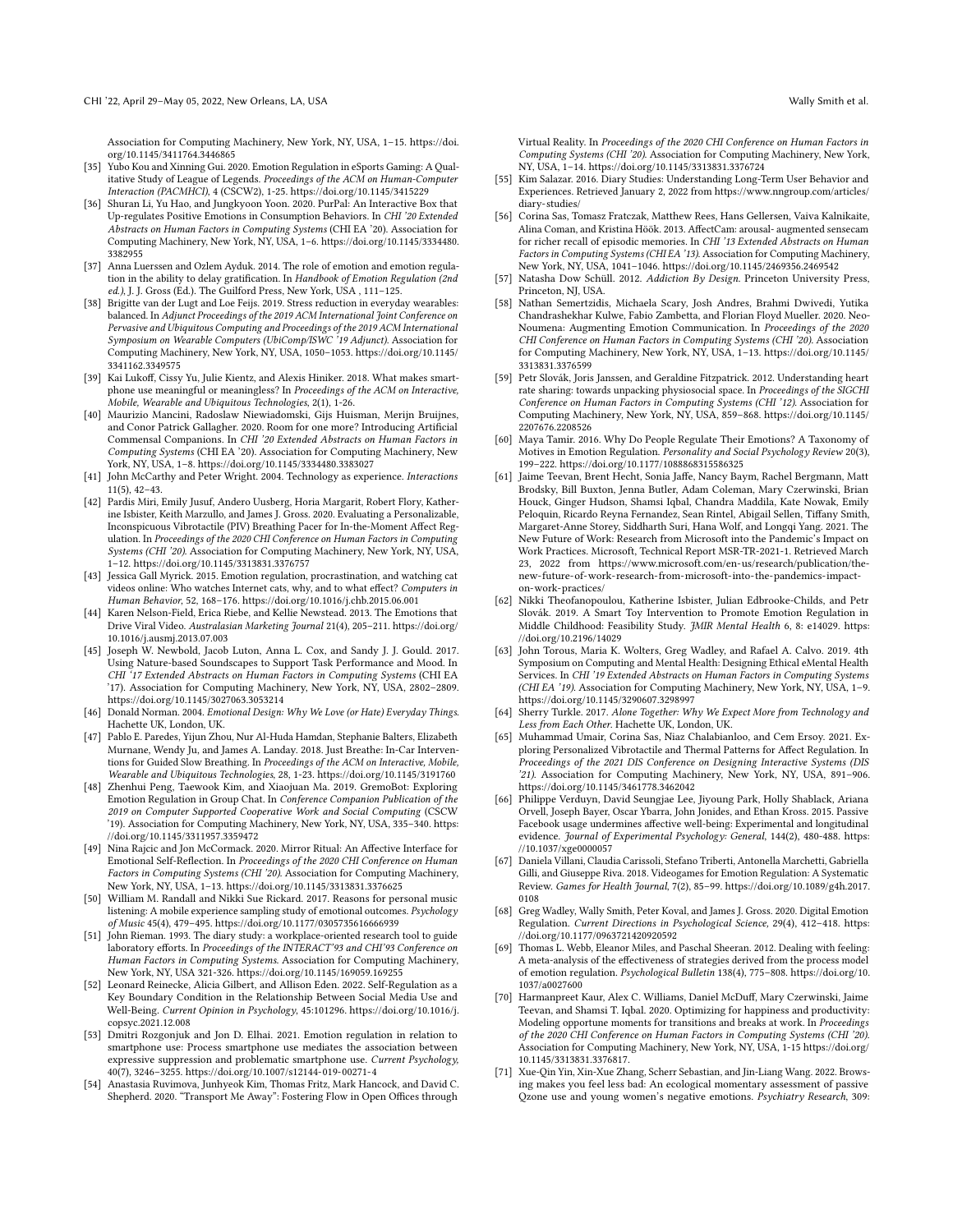Association for Computing Machinery, New York, NY, USA, 1–15. https://doi.org/10.1145/3411764.3446865

[35] Yubo Kou and Xinning Gui. 2020. Emotion Regulation in eSports Gaming: A Qualitative Study of League of Legends. *Proceedings of the ACM on Human-Computer Interaction (PACMHCI)*, 4 (CSCW2), 1-25. https://doi.org/10.1145/3415229

[36] Shuran Li, Yu Hao, and Jungkyoon Yoon. 2020. PurPal: An Interactive Box that Up-regulates Positive Emotions in Consumption Behaviors. In *CHI '20 Extended Abstracts on Human Factors in Computing Systems* (CHI EA '20). Association for Computing Machinery, New York, NY, USA, 1–6. https://doi.org/10.1145/3334480.3382955

[37] Anna Luerssen and Ozlem Ayduk. 2014. The role of emotion and emotion regulation in the ability to delay gratification. In *Handbook of Emotion Regulation (2nd ed.)*, J. J. Gross (Ed.). The Guilford Press, New York, USA , 111–125.

[38] Brigitte van der Lugt and Loe Feijs. 2019. Stress reduction in everyday wearables: balanced. In *Adjunct Proceedings of the 2019 ACM International Joint Conference on Pervasive and Ubiquitous Computing and Proceedings of the 2019 ACM International Symposium on Wearable Computers (UbiComp/ISWC '19 Adjunct)*. Association for Computing Machinery, New York, NY, USA, 1050–1053. https://doi.org/10.1145/3341162.3349575

[39] Kai Lukoff, Cissy Yu, Julie Kientz, and Alexis Hiniker. 2018. What makes smartphone use meaningful or meaningless? In *Proceedings of the ACM on Interactive, Mobile, Wearable and Ubiquitous Technologies*, 2(1), 1-26.

[40] Maurizio Mancini, Radoslaw Niewiadomski, Gijs Huisman, Merijn Bruijnes, and Conor Patrick Gallagher. 2020. Room for one more? Introducing Artificial Commensal Companions. In *CHI '20 Extended Abstracts on Human Factors in Computing Systems* (CHI EA '20). Association for Computing Machinery, New York, NY, USA, 1–8. https://doi.org/10.1145/3334480.3383027

[41] John McCarthy and Peter Wright. 2004. Technology as experience. *Interactions* 11(5), 42–43.

[42] Pardis Miri, Emily Jusuf, Andero Uusberg, Horia Margarit, Robert Flory, Katherine Isbister, Keith Marzullo, and James J. Gross. 2020. Evaluating a Personalizable, Inconspicuous Vibrotactile (PIV) Breathing Pacer for In-the-Moment Affect Regulation. In *Proceedings of the 2020 CHI Conference on Human Factors in Computing Systems (CHI '20)*. Association for Computing Machinery, New York, NY, USA, 1–12. https://doi.org/10.1145/3313831.3376757

[43] Jessica Gall Myrick. 2015. Emotion regulation, procrastination, and watching cat videos online: Who watches Internet cats, why, and to what effect? *Computers in Human Behavior*, 52, 168–176. https://doi.org/10.1016/j.chb.2015.06.001

[44] Karen Nelson-Field, Erica Riebe, and Kellie Newstead. 2013. The Emotions that Drive Viral Video. *Australasian Marketing Journal* 21(4), 205–211. https://doi.org/10.1016/j.ausmj.2013.07.003

[45] Joseph W. Newbold, Jacob Luton, Anna L. Cox, and Sandy J. J. Gould. 2017. Using Nature-based Soundscapes to Support Task Performance and Mood. In *CHI '17 Extended Abstracts on Human Factors in Computing Systems* (CHI EA '17). Association for Computing Machinery, New York, NY, USA, 2802–2809. https://doi.org/10.1145/3027063.3053214

[46] Donald Norman. 2004. *Emotional Design: Why We Love (or Hate) Everyday Things*. Hachette UK, London, UK.

[47] Pablo E. Paredes, Yijun Zhou, Nur Al-Huda Hamdan, Stephanie Balters, Elizabeth Murnane, Wendy Ju, and James A. Landay. 2018. Just Breathe: In-Car Interventions for Guided Slow Breathing. In *Proceedings of the ACM on Interactive, Mobile, Wearable and Ubiquitous Technologies*, 28, 1-23. https://doi.org/10.1145/3191760

[48] Zhenhui Peng, Taewook Kim, and Xiaojuan Ma. 2019. GremoBot: Exploring Emotion Regulation in Group Chat. In *Conference Companion Publication of the 2019 on Computer Supported Cooperative Work and Social Computing* (CSCW '19). Association for Computing Machinery, New York, NY, USA, 335–340. https://doi.org/10.1145/3311957.3359472

[49] Nina Rajcic and Jon McCormack. 2020. Mirror Ritual: An Affective Interface for Emotional Self-Reflection. In *Proceedings of the 2020 CHI Conference on Human Factors in Computing Systems (CHI '20)*. Association for Computing Machinery, New York, NY, USA, 1–13. https://doi.org/10.1145/3313831.3376625

[50] William M. Randall and Nikki Sue Rickard. 2017. Reasons for personal music listening: A mobile experience sampling study of emotional outcomes. *Psychology of Music* 45(4), 479–495. https://doi.org/10.1177/0305735616666939

[51] John Rieman. 1993. The diary study: a workplace-oriented research tool to guide laboratory efforts. In *Proceedings of the INTERACT'93 and CHI'93 Conference on Human Factors in Computing Systems*. Association for Computing Machinery, New York, NY, USA 321-326. https://doi.org/10.1145/169059.169255

[52] Leonard Reinecke, Alicia Gilbert, and Allison Eden. 2022. Self-Regulation as a Key Boundary Condition in the Relationship Between Social Media Use and Well-Being. *Current Opinion in Psychology*, 45:101296. https://doi.org/10.1016/j.copsyc.2021.12.008

[53] Dmitri Rozgonjuk and Jon D. Elhai. 2021. Emotion regulation in relation to smartphone use: Process smartphone use mediates the association between expressive suppression and problematic smartphone use. *Current Psychology*, 40(7), 3246–3255. https://doi.org/10.1007/s12144-019-00271-4

[54] Anastasia Ruvimova, Junhyeok Kim, Thomas Fritz, Mark Hancock, and David C. Shepherd. 2020. "Transport Me Away": Fostering Flow in Open Offices through Virtual Reality. In *Proceedings of the 2020 CHI Conference on Human Factors in Computing Systems (CHI '20)*. Association for Computing Machinery, New York, NY, USA, 1–14. https://doi.org/10.1145/3313831.3376724

[55] Kim Salazar. 2016. Diary Studies: Understanding Long-Term User Behavior and Experiences. Retrieved January 2, 2022 from https://www.nngroup.com/articles/diary-studies/

[56] Corina Sas, Tomasz Fratczak, Matthew Rees, Hans Gellersen, Vaiva Kalnikaite, Alina Coman, and Kristina Höök. 2013. AffectCam: arousal- augmented sensecam for richer recall of episodic memories. In *CHI '13 Extended Abstracts on Human Factors in Computing Systems (CHI EA '13)*. Association for Computing Machinery, New York, NY, USA, 1041–1046. https://doi.org/10.1145/2469356.2469542

[57] Natasha Dow Schüll. 2012. *Addiction By Design*. Princeton University Press, Princeton, NJ, USA.

[58] Nathan Semertzidis, Michaela Scary, Josh Andres, Brahmi Dwivedi, Yutika Chandrashekhar Kulwe, Fabio Zambetta, and Florian Floyd Mueller. 2020. Neo-Noumena: Augmenting Emotion Communication. In *Proceedings of the 2020 CHI Conference on Human Factors in Computing Systems (CHI '20)*. Association for Computing Machinery, New York, NY, USA, 1–13. https://doi.org/10.1145/3313831.3376599

[59] Petr Slovák, Joris Janssen, and Geraldine Fitzpatrick. 2012. Understanding heart rate sharing: towards unpacking physiosocial space. In *Proceedings of the SIGCHI Conference on Human Factors in Computing Systems (CHI '12)*. Association for Computing Machinery, New York, NY, USA, 859–868. https://doi.org/10.1145/2207676.2208526

[60] Maya Tamir. 2016. Why Do People Regulate Their Emotions? A Taxonomy of Motives in Emotion Regulation. *Personality and Social Psychology Review* 20(3), 199–222. https://doi.org/10.1177/1088868315586325

[61] Jaime Teevan, Brent Hecht, Sonia Jaffe, Nancy Baym, Rachel Bergmann, Matt Brodsky, Bill Buxton, Jenna Butler, Adam Coleman, Mary Czerwinski, Brian Houck, Ginger Hudson, Shamsi Iqbal, Chandra Maddila, Kate Nowak, Emily Peloquin, Ricardo Reyna Fernandez, Sean Rintel, Abigail Sellen, Tiffany Smith, Margaret-Anne Storey, Siddharth Suri, Hana Wolf, and Longqi Yang. 2021. The New Future of Work: Research from Microsoft into the Pandemic's Impact on Work Practices. Microsoft, Technical Report MSR-TR-2021-1. Retrieved March 23, 2022 from https://www.microsoft.com/en-us/research/publication/the-new-future-of-work-research-from-microsoft-into-the-pandemics-impact-on-work-practices/

[62] Nikki Theofanopoulou, Katherine Isbister, Julian Edbrooke-Childs, and Petr Slovák. 2019. A Smart Toy Intervention to Promote Emotion Regulation in Middle Childhood: Feasibility Study. *JMIR Mental Health* 6, 8: e14029. https://doi.org/10.2196/14029

[63] John Torous, Maria K. Wolters, Greg Wadley, and Rafael A. Calvo. 2019. 4th Symposium on Computing and Mental Health: Designing Ethical eMental Health Services. In *CHI '19 Extended Abstracts on Human Factors in Computing Systems (CHI EA '19)*. Association for Computing Machinery, New York, NY, USA, 1–9. https://doi.org/10.1145/3290607.3298997

[64] Sherry Turkle. 2017. *Alone Together: Why We Expect More from Technology and Less from Each Other*. Hachette UK, London, UK.

[65] Muhammad Umair, Corina Sas, Niaz Chalabianloo, and Cem Ersoy. 2021. Exploring Personalized Vibrotactile and Thermal Patterns for Affect Regulation. In *Proceedings of the 2021 DIS Conference on Designing Interactive Systems (DIS '21)*. Association for Computing Machinery, New York, NY, USA, 891–906. https://doi.org/10.1145/3461778.3462042

[66] Philippe Verduyn, David Seungjae Lee, Jiyoung Park, Holly Shablack, Ariana Orvell, Joseph Bayer, Oscar Ybarra, John Jonides, and Ethan Kross. 2015. Passive Facebook usage undermines affective well-being: Experimental and longitudinal evidence. *Journal of Experimental Psychology: General*, 144(2), 480-488. https://10.1037/xge0000057

[67] Daniela Villani, Claudia Carissoli, Stefano Triberti, Antonella Marchetti, Gabriella Gilli, and Giuseppe Riva. 2018. Videogames for Emotion Regulation: A Systematic Review. *Games for Health Journal*, 7(2), 85–99. https://doi.org/10.1089/g4h.2017.0108

[68] Greg Wadley, Wally Smith, Peter Koval, and James J. Gross. 2020. Digital Emotion Regulation. *Current Directions in Psychological Science*, 29(4), 412–418. https://doi.org/10.1177/0963721420920592

[69] Thomas L. Webb, Eleanor Miles, and Paschal Sheeran. 2012. Dealing with feeling: A meta-analysis of the effectiveness of strategies derived from the process model of emotion regulation. *Psychological Bulletin* 138(4), 775–808. https://doi.org/10.1037/a0027600

[70] Harmanpreet Kaur, Alex C. Williams, Daniel McDuff, Mary Czerwinski, Jaime Teevan, and Shamsi T. Iqbal. 2020. Optimizing for happiness and productivity: Modeling opportune moments for transitions and breaks at work. In *Proceedings of the 2020 CHI Conference on Human Factors in Computing Systems (CHI '20)*. Association for Computing Machinery, New York, NY, USA, 1-15 https://doi.org/10.1145/3313831.3376817.

[71] Xue-Qin Yin, Xin-Xue Zhang, Scherr Sebastian, and Jin-Liang Wang. 2022. Browsing makes you feel less bad: An ecological momentary assessment of passive Qzone use and young women's negative emotions. *Psychiatry Research*, 309: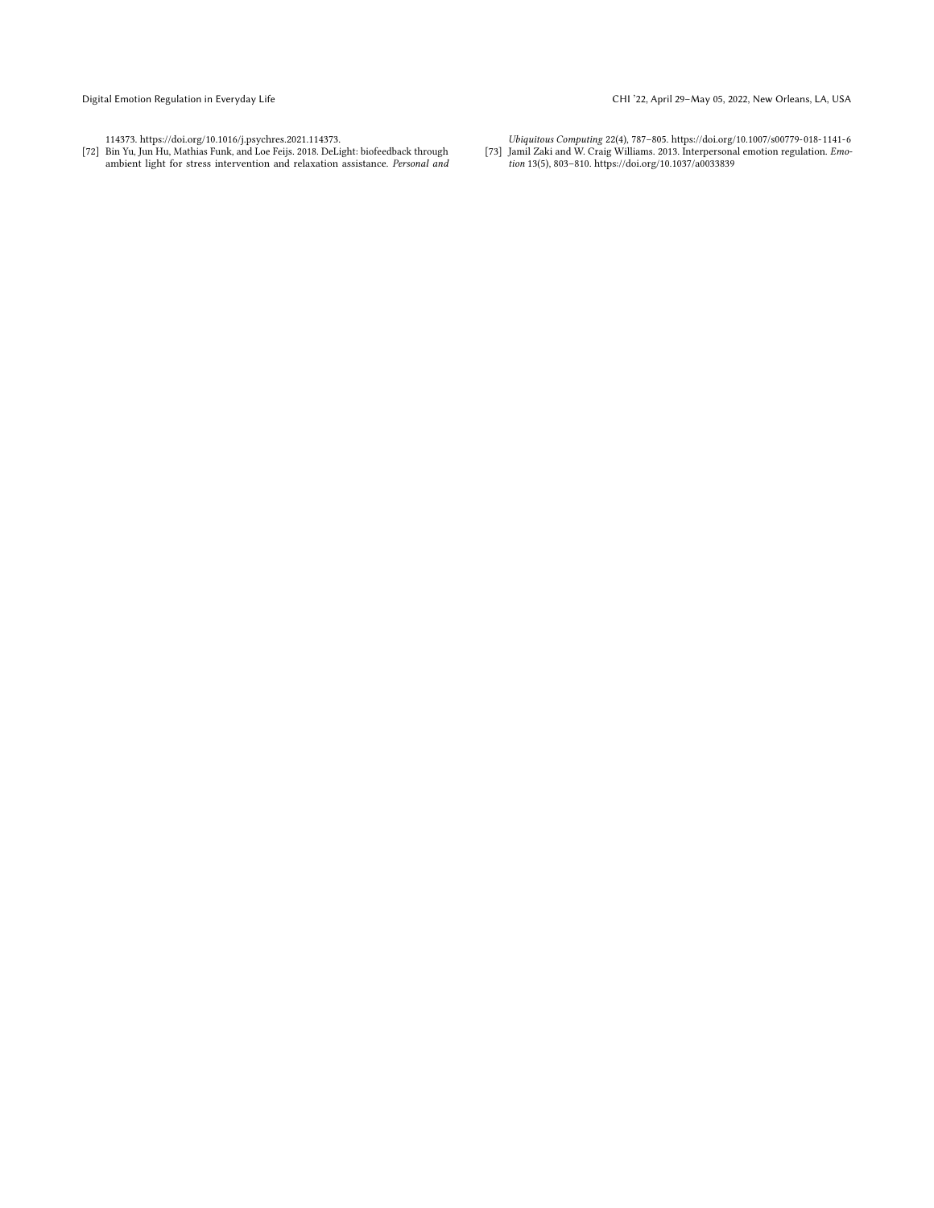114373. https://doi.org/10.1016/j.psychres.2021.114373.

[72] Bin Yu, Jun Hu, Mathias Funk, and Loe Feijs. 2018. DeLight: biofeedback through ambient light for stress intervention and relaxation assistance. *Personal and Ubiquitous Computing* 22(4), 787–805. https://doi.org/10.1007/s00779-018-1141-6

[73] Jamil Zaki and W. Craig Williams. 2013. Interpersonal emotion regulation. *Emotion* 13(5), 803–810. https://doi.org/10.1037/a0033839